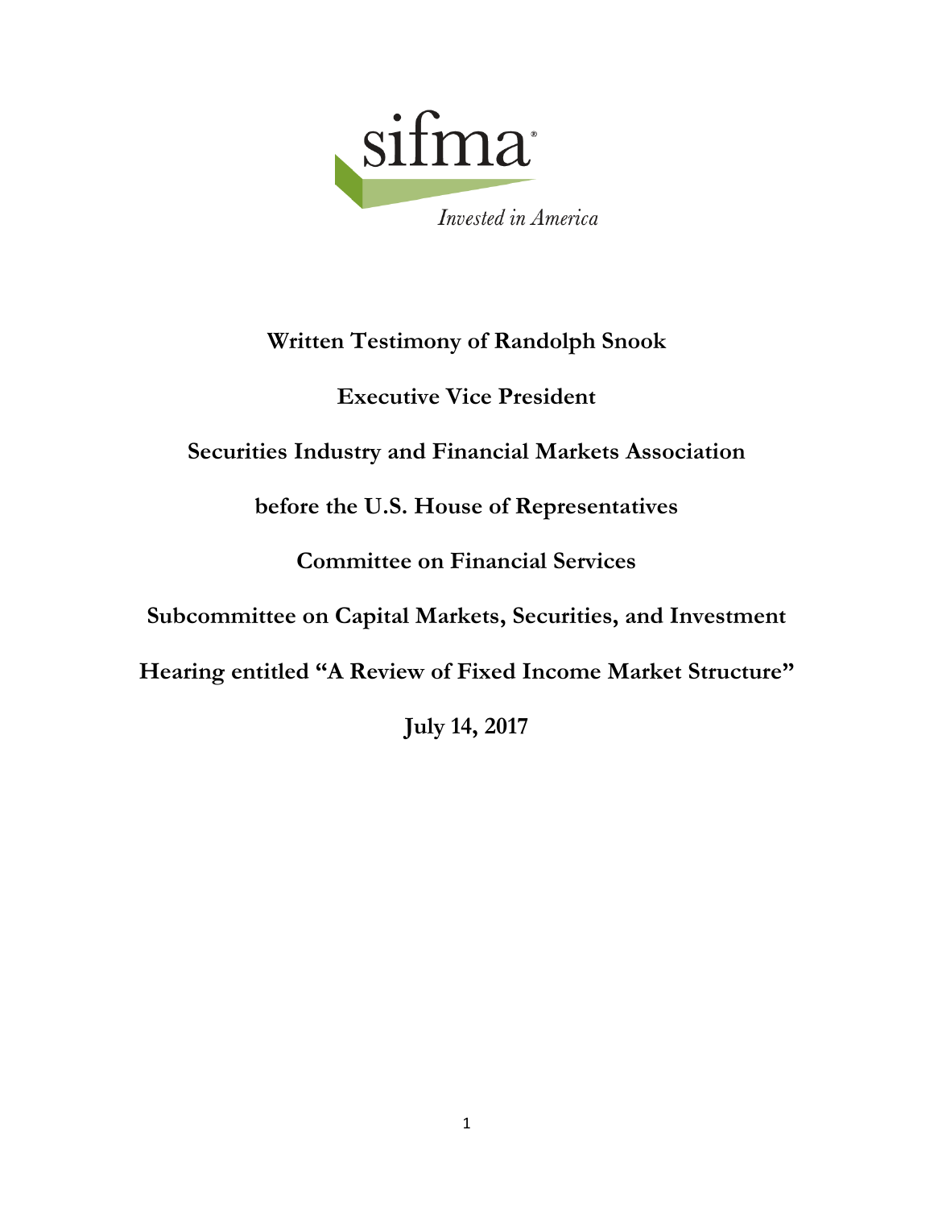sifma

*Invested in America*

**Written Testimony of Randolph Snook**

**Executive Vice President**

**Securities Industry and Financial Markets Association**

**before the U.S. House of Representatives**

**Committee on Financial Services**

**Subcommittee on Capital Markets, Securities, and Investment**

**Hearing entitled "A Review of Fixed Income Market Structure"**

**July 14, 2017**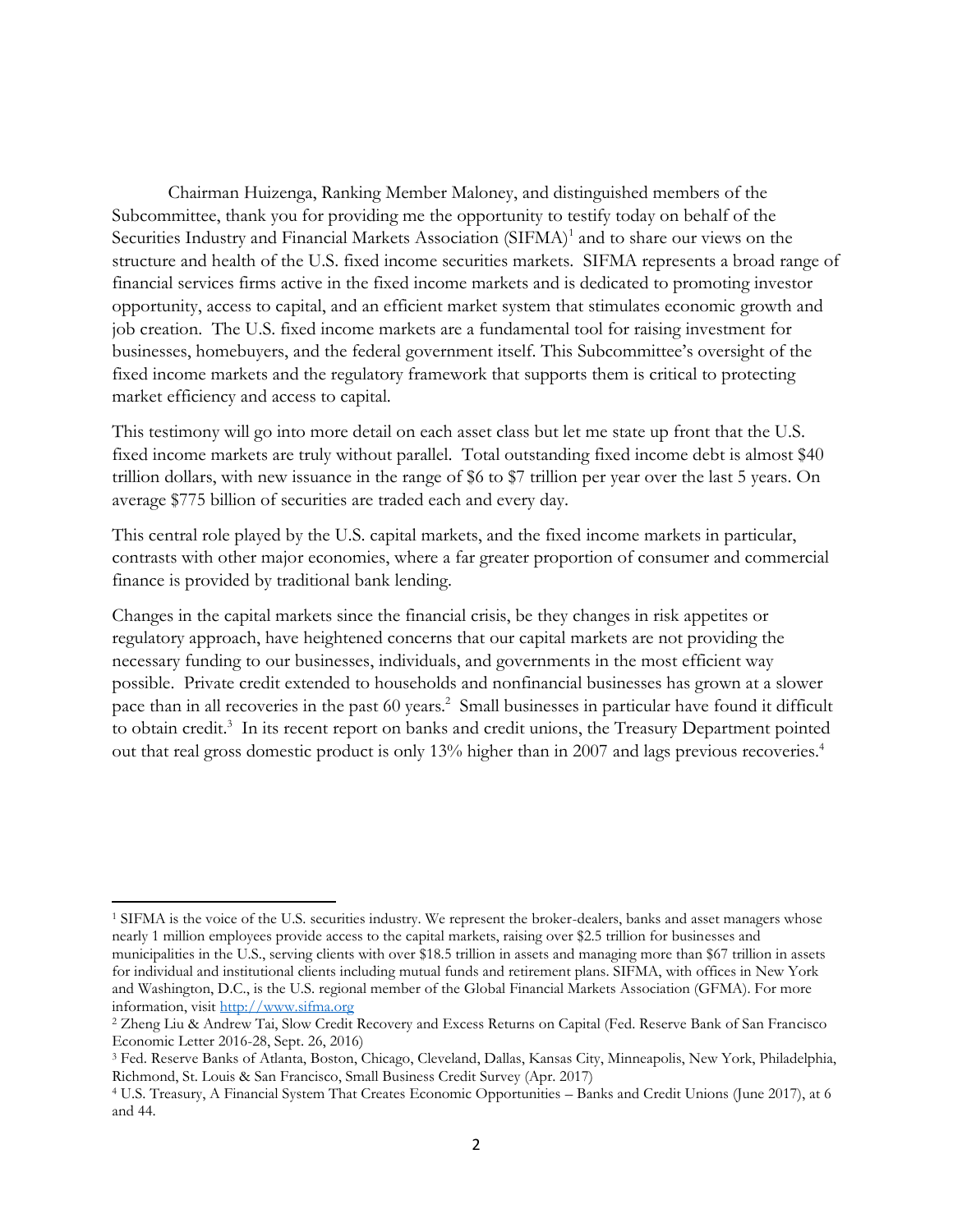Chairman Huizenga, Ranking Member Maloney, and distinguished members of the Subcommittee, thank you for providing me the opportunity to testify today on behalf of the Securities Industry and Financial Markets Association (SIFMA)[1] and to share our views on the structure and health of the U.S. fixed income securities markets. SIFMA represents a broad range of financial services firms active in the fixed income markets and is dedicated to promoting investor opportunity, access to capital, and an efficient market system that stimulates economic growth and job creation. The U.S. fixed income markets are a fundamental tool for raising investment for businesses, homebuyers, and the federal government itself. This Subcommittee's oversight of the fixed income markets and the regulatory framework that supports them is critical to protecting market efficiency and access to capital.

This testimony will go into more detail on each asset class but let me state up front that the U.S. fixed income markets are truly without parallel. Total outstanding fixed income debt is almost $40 trillion dollars, with new issuance in the range of $6 to $7 trillion per year over the last 5 years. On average $775 billion of securities are traded each and every day.

This central role played by the U.S. capital markets, and the fixed income markets in particular, contrasts with other major economies, where a far greater proportion of consumer and commercial finance is provided by traditional bank lending.

Changes in the capital markets since the financial crisis, be they changes in risk appetites or regulatory approach, have heightened concerns that our capital markets are not providing the necessary funding to our businesses, individuals, and governments in the most efficient way possible. Private credit extended to households and nonfinancial businesses has grown at a slower pace than in all recoveries in the past 60 years.[2] Small businesses in particular have found it difficult to obtain credit.[3] In its recent report on banks and credit unions, the Treasury Department pointed out that real gross domestic product is only 13% higher than in 2007 and lags previous recoveries.[4]

---

[1] SIFMA is the voice of the U.S. securities industry. We represent the broker-dealers, banks and asset managers whose nearly 1 million employees provide access to the capital markets, raising over $2.5 trillion for businesses and municipalities in the U.S., serving clients with over $18.5 trillion in assets and managing more than $67 trillion in assets for individual and institutional clients including mutual funds and retirement plans. SIFMA, with offices in New York and Washington, D.C., is the U.S. regional member of the Global Financial Markets Association (GFMA). For more information, visit [http://www.sifma.org](http://www.sifma.org)

[2] Zheng Liu & Andrew Tai, Slow Credit Recovery and Excess Returns on Capital (Fed. Reserve Bank of San Francisco Economic Letter 2016-28, Sept. 26, 2016)

[3] Fed. Reserve Banks of Atlanta, Boston, Chicago, Cleveland, Dallas, Kansas City, Minneapolis, New York, Philadelphia, Richmond, St. Louis & San Francisco, Small Business Credit Survey (Apr. 2017)

[4] U.S. Treasury, A Financial System That Creates Economic Opportunities – Banks and Credit Unions (June 2017), at 6 and 44.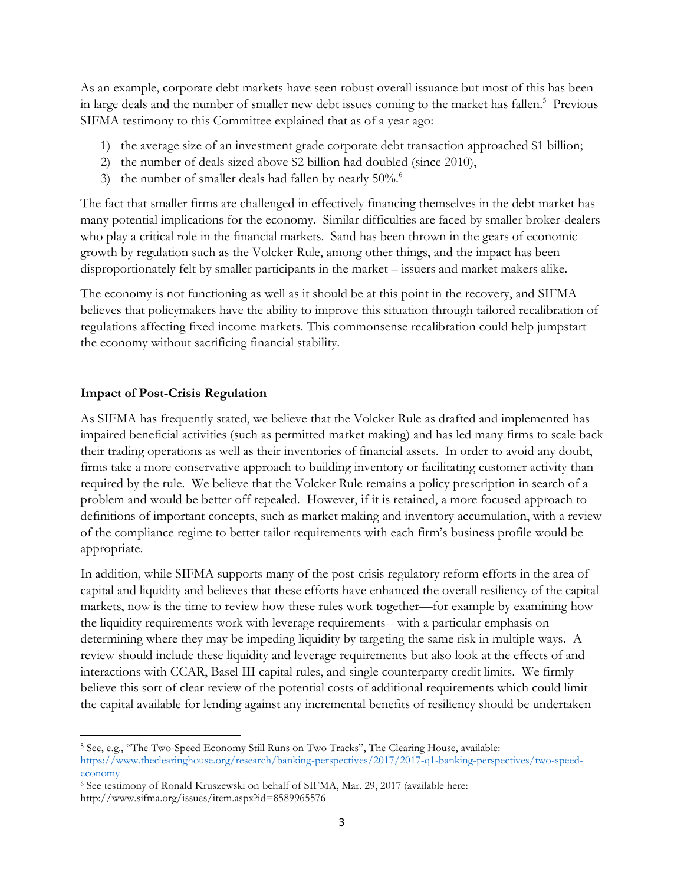As an example, corporate debt markets have seen robust overall issuance but most of this has been in large deals and the number of smaller new debt issues coming to the market has fallen.[5] Previous SIFMA testimony to this Committee explained that as of a year ago:

1) the average size of an investment grade corporate debt transaction approached $1 billion;
2) the number of deals sized above $2 billion had doubled (since 2010),
3) the number of smaller deals had fallen by nearly 50%.[6]

The fact that smaller firms are challenged in effectively financing themselves in the debt market has many potential implications for the economy. Similar difficulties are faced by smaller broker-dealers who play a critical role in the financial markets. Sand has been thrown in the gears of economic growth by regulation such as the Volcker Rule, among other things, and the impact has been disproportionately felt by smaller participants in the market – issuers and market makers alike.

The economy is not functioning as well as it should be at this point in the recovery, and SIFMA believes that policymakers have the ability to improve this situation through tailored recalibration of regulations affecting fixed income markets. This commonsense recalibration could help jumpstart the economy without sacrificing financial stability.

**Impact of Post-Crisis Regulation**

As SIFMA has frequently stated, we believe that the Volcker Rule as drafted and implemented has impaired beneficial activities (such as permitted market making) and has led many firms to scale back their trading operations as well as their inventories of financial assets. In order to avoid any doubt, firms take a more conservative approach to building inventory or facilitating customer activity than required by the rule. We believe that the Volcker Rule remains a policy prescription in search of a problem and would be better off repealed. However, if it is retained, a more focused approach to definitions of important concepts, such as market making and inventory accumulation, with a review of the compliance regime to better tailor requirements with each firm's business profile would be appropriate.

In addition, while SIFMA supports many of the post-crisis regulatory reform efforts in the area of capital and liquidity and believes that these efforts have enhanced the overall resiliency of the capital markets, now is the time to review how these rules work together—for example by examining how the liquidity requirements work with leverage requirements-- with a particular emphasis on determining where they may be impeding liquidity by targeting the same risk in multiple ways. A review should include these liquidity and leverage requirements but also look at the effects of and interactions with CCAR, Basel III capital rules, and single counterparty credit limits. We firmly believe this sort of clear review of the potential costs of additional requirements which could limit the capital available for lending against any incremental benefits of resiliency should be undertaken

---

[5] See, e.g., "The Two-Speed Economy Still Runs on Two Tracks", The Clearing House, available: https://www.theclearinghouse.org/research/banking-perspectives/2017/2017-q1-banking-perspectives/two-speed-economy

[6] See testimony of Ronald Kruszewski on behalf of SIFMA, Mar. 29, 2017 (available here: http://www.sifma.org/issues/item.aspx?id=8589965576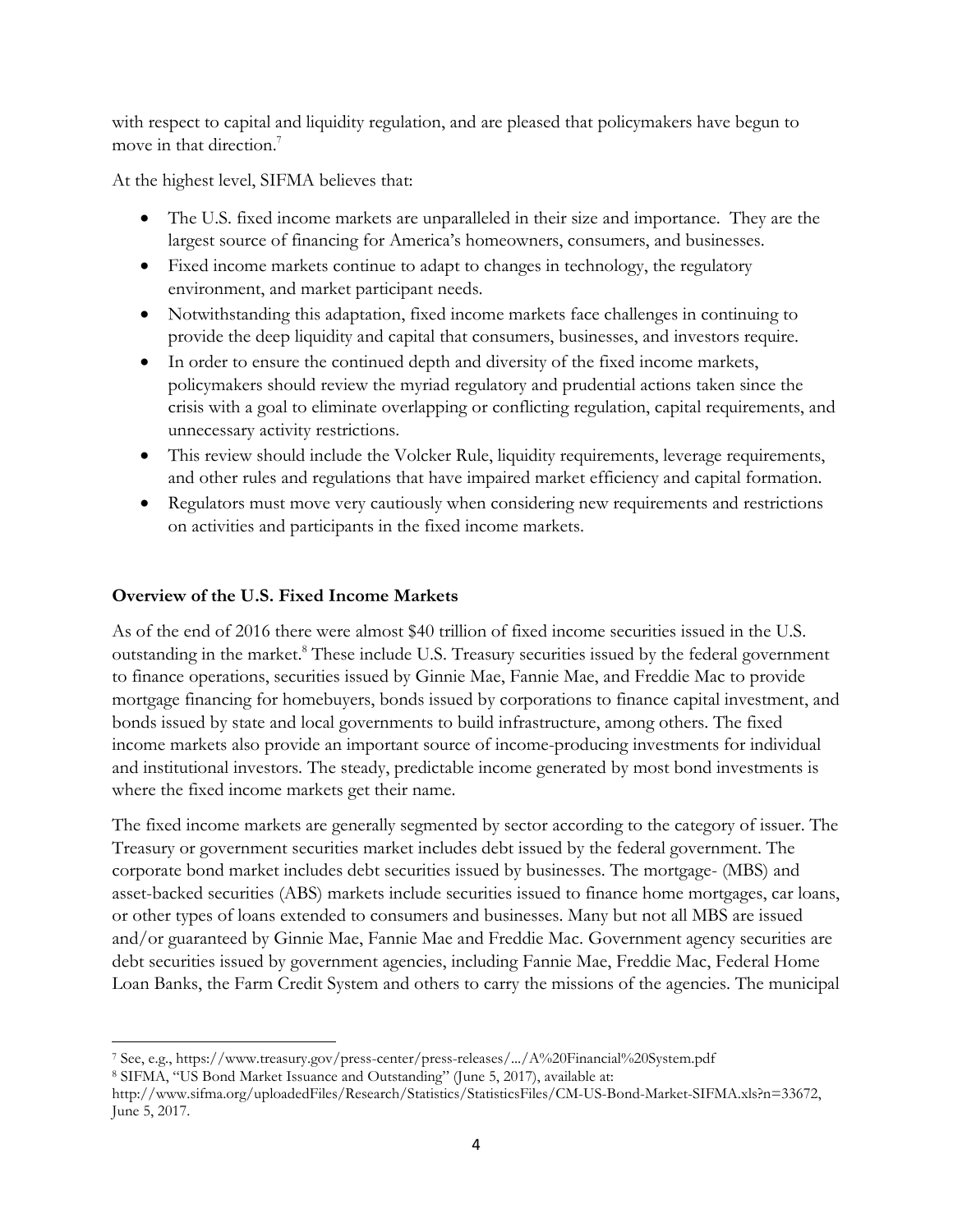with respect to capital and liquidity regulation, and are pleased that policymakers have begun to move in that direction.[7]

At the highest level, SIFMA believes that:

- The U.S. fixed income markets are unparalleled in their size and importance. They are the largest source of financing for America's homeowners, consumers, and businesses.
- Fixed income markets continue to adapt to changes in technology, the regulatory environment, and market participant needs.
- Notwithstanding this adaptation, fixed income markets face challenges in continuing to provide the deep liquidity and capital that consumers, businesses, and investors require.
- In order to ensure the continued depth and diversity of the fixed income markets, policymakers should review the myriad regulatory and prudential actions taken since the crisis with a goal to eliminate overlapping or conflicting regulation, capital requirements, and unnecessary activity restrictions.
- This review should include the Volcker Rule, liquidity requirements, leverage requirements, and other rules and regulations that have impaired market efficiency and capital formation.
- Regulators must move very cautiously when considering new requirements and restrictions on activities and participants in the fixed income markets.

**Overview of the U.S. Fixed Income Markets**

As of the end of 2016 there were almost $40 trillion of fixed income securities issued in the U.S. outstanding in the market.[8] These include U.S. Treasury securities issued by the federal government to finance operations, securities issued by Ginnie Mae, Fannie Mae, and Freddie Mac to provide mortgage financing for homebuyers, bonds issued by corporations to finance capital investment, and bonds issued by state and local governments to build infrastructure, among others. The fixed income markets also provide an important source of income-producing investments for individual and institutional investors. The steady, predictable income generated by most bond investments is where the fixed income markets get their name.

The fixed income markets are generally segmented by sector according to the category of issuer. The Treasury or government securities market includes debt issued by the federal government. The corporate bond market includes debt securities issued by businesses. The mortgage- (MBS) and asset-backed securities (ABS) markets include securities issued to finance home mortgages, car loans, or other types of loans extended to consumers and businesses. Many but not all MBS are issued and/or guaranteed by Ginnie Mae, Fannie Mae and Freddie Mac. Government agency securities are debt securities issued by government agencies, including Fannie Mae, Freddie Mac, Federal Home Loan Banks, the Farm Credit System and others to carry the missions of the agencies. The municipal

---

[7] See, e.g., https://www.treasury.gov/press-center/press-releases/.../A%20Financial%20System.pdf

[8] SIFMA, "US Bond Market Issuance and Outstanding" (June 5, 2017), available at: http://www.sifma.org/uploadedFiles/Research/Statistics/StatisticsFiles/CM-US-Bond-Market-SIFMA.xls?n=33672, June 5, 2017.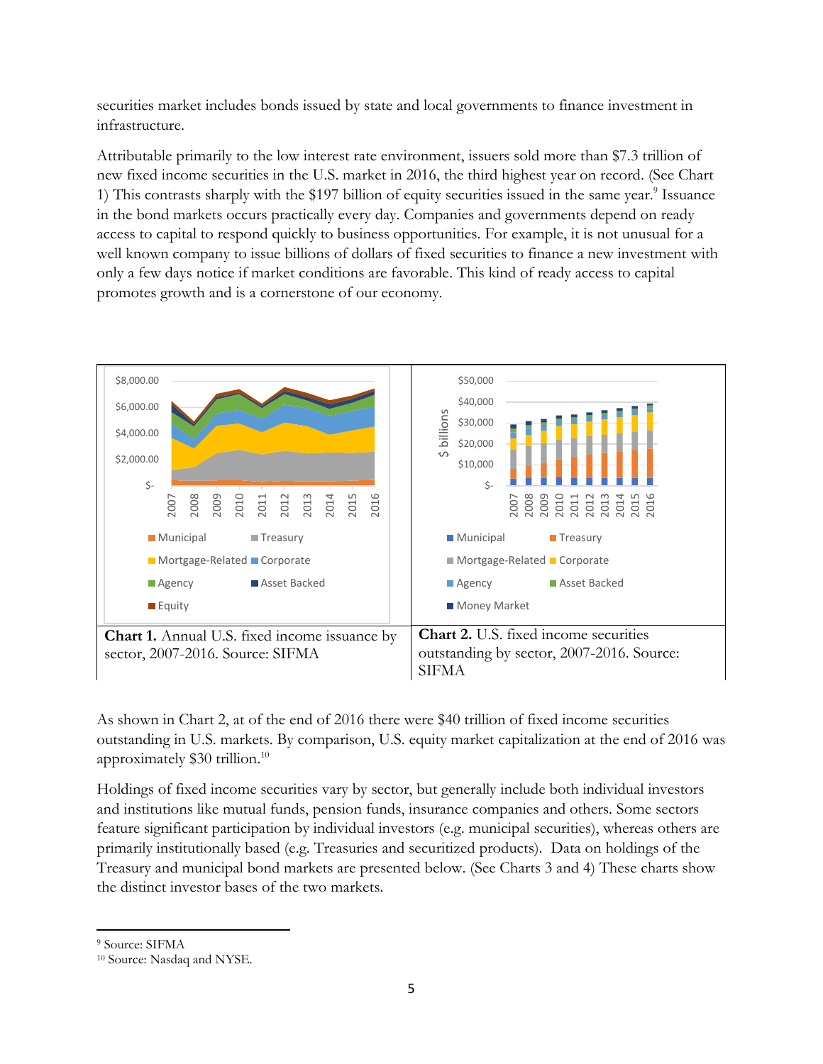securities market includes bonds issued by state and local governments to finance investment in infrastructure.

Attributable primarily to the low interest rate environment, issuers sold more than $7.3 trillion of new fixed income securities in the U.S. market in 2016, the third highest year on record. (See Chart 1) This contrasts sharply with the $197 billion of equity securities issued in the same year.[9] Issuance in the bond markets occurs practically every day. Companies and governments depend on ready access to capital to respond quickly to business opportunities. For example, it is not unusual for a well known company to issue billions of dollars of fixed securities to finance a new investment with only a few days notice if market conditions are favorable. This kind of ready access to capital promotes growth and is a cornerstone of our economy.

**Chart 1.** Annual U.S. fixed income issuance by sector, 2007-2016. Source: SIFMA

**Chart 2.** U.S. fixed income securities outstanding by sector, 2007-2016. Source: SIFMA

As shown in Chart 2, at of the end of 2016 there were $40 trillion of fixed income securities outstanding in U.S. markets. By comparison, U.S. equity market capitalization at the end of 2016 was approximately $30 trillion.[10]

Holdings of fixed income securities vary by sector, but generally include both individual investors and institutions like mutual funds, pension funds, insurance companies and others. Some sectors feature significant participation by individual investors (e.g. municipal securities), whereas others are primarily institutionally based (e.g. Treasuries and securitized products). Data on holdings of the Treasury and municipal bond markets are presented below. (See Charts 3 and 4) These charts show the distinct investor bases of the two markets.

---

[9] Source: SIFMA

[10] Source: Nasdaq and NYSE.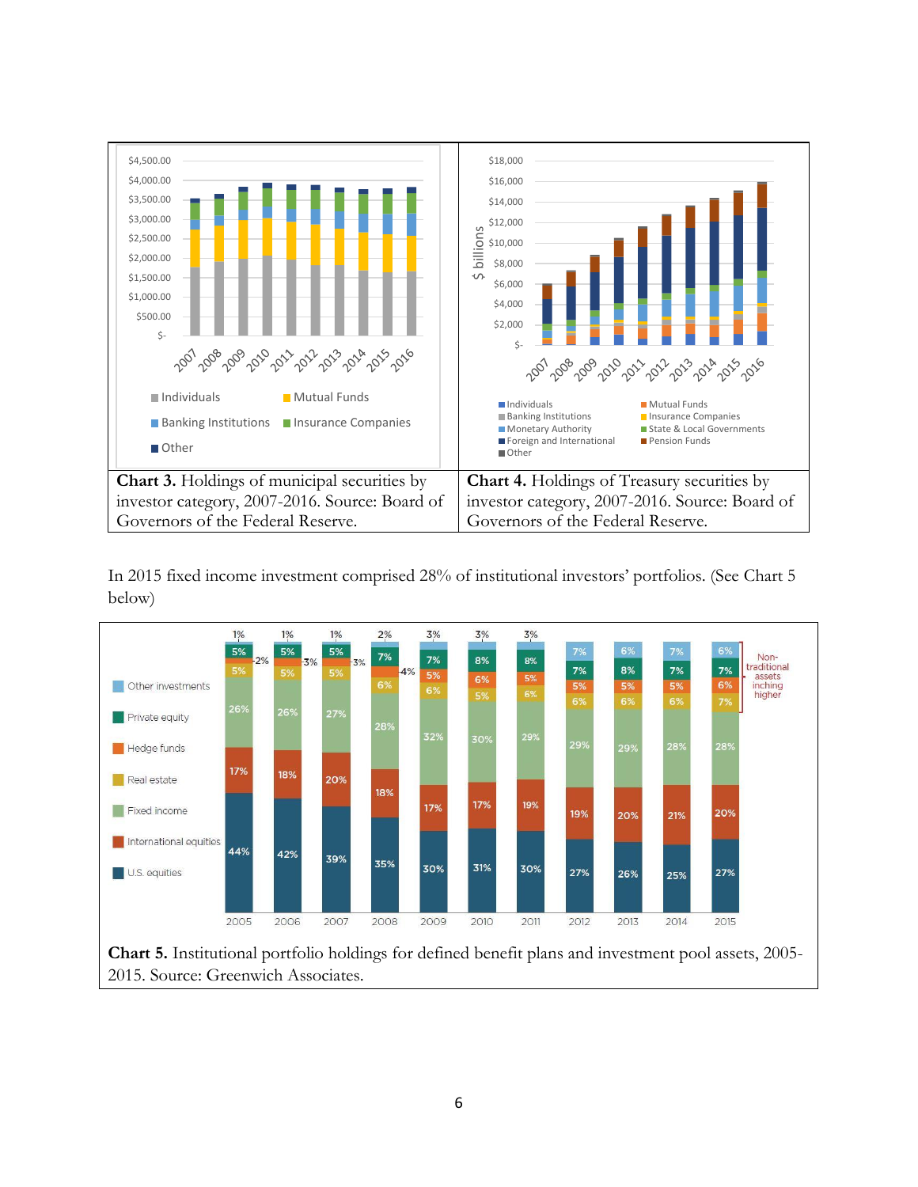**Chart 3.** Holdings of municipal securities by investor category, 2007-2016. Source: Board of Governors of the Federal Reserve.

**Chart 4.** Holdings of Treasury securities by investor category, 2007-2016. Source: Board of Governors of the Federal Reserve.

In 2015 fixed income investment comprised 28% of institutional investors' portfolios. (See Chart 5 below)

**Chart 5.** Institutional portfolio holdings for defined benefit plans and investment pool assets, 2005-2015. Source: Greenwich Associates.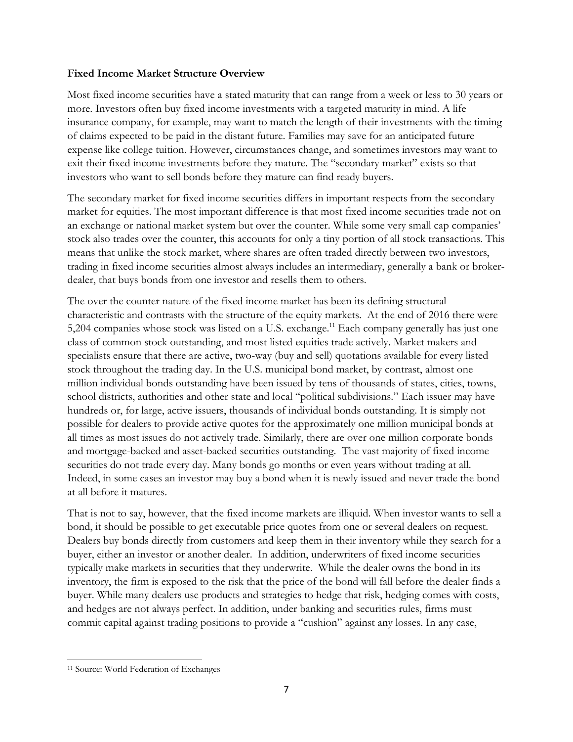**Fixed Income Market Structure Overview**

Most fixed income securities have a stated maturity that can range from a week or less to 30 years or more. Investors often buy fixed income investments with a targeted maturity in mind. A life insurance company, for example, may want to match the length of their investments with the timing of claims expected to be paid in the distant future. Families may save for an anticipated future expense like college tuition. However, circumstances change, and sometimes investors may want to exit their fixed income investments before they mature. The "secondary market" exists so that investors who want to sell bonds before they mature can find ready buyers.

The secondary market for fixed income securities differs in important respects from the secondary market for equities. The most important difference is that most fixed income securities trade not on an exchange or national market system but over the counter. While some very small cap companies' stock also trades over the counter, this accounts for only a tiny portion of all stock transactions. This means that unlike the stock market, where shares are often traded directly between two investors, trading in fixed income securities almost always includes an intermediary, generally a bank or broker-dealer, that buys bonds from one investor and resells them to others.

The over the counter nature of the fixed income market has been its defining structural characteristic and contrasts with the structure of the equity markets. At the end of 2016 there were 5,204 companies whose stock was listed on a U.S. exchange.[11] Each company generally has just one class of common stock outstanding, and most listed equities trade actively. Market makers and specialists ensure that there are active, two-way (buy and sell) quotations available for every listed stock throughout the trading day. In the U.S. municipal bond market, by contrast, almost one million individual bonds outstanding have been issued by tens of thousands of states, cities, towns, school districts, authorities and other state and local "political subdivisions." Each issuer may have hundreds or, for large, active issuers, thousands of individual bonds outstanding. It is simply not possible for dealers to provide active quotes for the approximately one million municipal bonds at all times as most issues do not actively trade. Similarly, there are over one million corporate bonds and mortgage-backed and asset-backed securities outstanding. The vast majority of fixed income securities do not trade every day. Many bonds go months or even years without trading at all. Indeed, in some cases an investor may buy a bond when it is newly issued and never trade the bond at all before it matures.

That is not to say, however, that the fixed income markets are illiquid. When investor wants to sell a bond, it should be possible to get executable price quotes from one or several dealers on request. Dealers buy bonds directly from customers and keep them in their inventory while they search for a buyer, either an investor or another dealer. In addition, underwriters of fixed income securities typically make markets in securities that they underwrite. While the dealer owns the bond in its inventory, the firm is exposed to the risk that the price of the bond will fall before the dealer finds a buyer. While many dealers use products and strategies to hedge that risk, hedging comes with costs, and hedges are not always perfect. In addition, under banking and securities rules, firms must commit capital against trading positions to provide a "cushion" against any losses. In any case,

---

[11] Source: World Federation of Exchanges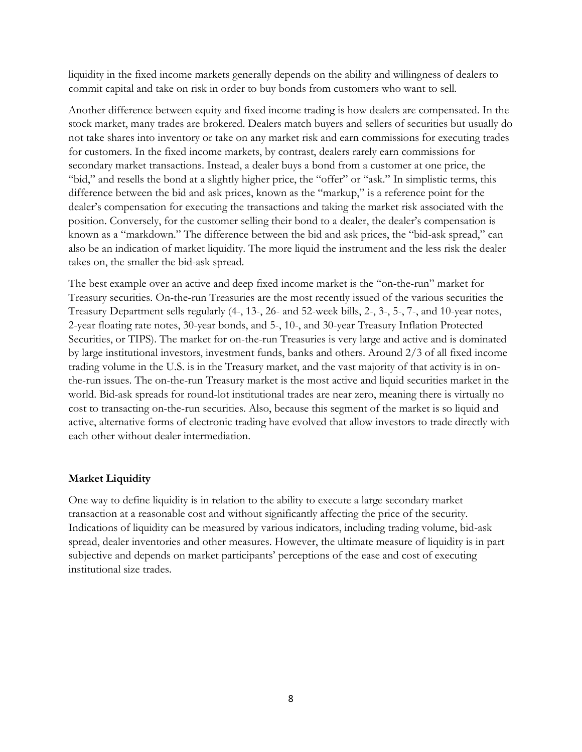liquidity in the fixed income markets generally depends on the ability and willingness of dealers to commit capital and take on risk in order to buy bonds from customers who want to sell.

Another difference between equity and fixed income trading is how dealers are compensated. In the stock market, many trades are brokered. Dealers match buyers and sellers of securities but usually do not take shares into inventory or take on any market risk and earn commissions for executing trades for customers. In the fixed income markets, by contrast, dealers rarely earn commissions for secondary market transactions. Instead, a dealer buys a bond from a customer at one price, the "bid," and resells the bond at a slightly higher price, the "offer" or "ask." In simplistic terms, this difference between the bid and ask prices, known as the "markup," is a reference point for the dealer's compensation for executing the transactions and taking the market risk associated with the position. Conversely, for the customer selling their bond to a dealer, the dealer's compensation is known as a "markdown." The difference between the bid and ask prices, the "bid-ask spread," can also be an indication of market liquidity. The more liquid the instrument and the less risk the dealer takes on, the smaller the bid-ask spread.

The best example over an active and deep fixed income market is the "on-the-run" market for Treasury securities. On-the-run Treasuries are the most recently issued of the various securities the Treasury Department sells regularly (4-, 13-, 26- and 52-week bills, 2-, 3-, 5-, 7-, and 10-year notes, 2-year floating rate notes, 30-year bonds, and 5-, 10-, and 30-year Treasury Inflation Protected Securities, or TIPS). The market for on-the-run Treasuries is very large and active and is dominated by large institutional investors, investment funds, banks and others. Around 2/3 of all fixed income trading volume in the U.S. is in the Treasury market, and the vast majority of that activity is in on-the-run issues. The on-the-run Treasury market is the most active and liquid securities market in the world. Bid-ask spreads for round-lot institutional trades are near zero, meaning there is virtually no cost to transacting on-the-run securities. Also, because this segment of the market is so liquid and active, alternative forms of electronic trading have evolved that allow investors to trade directly with each other without dealer intermediation.

## Market Liquidity

One way to define liquidity is in relation to the ability to execute a large secondary market transaction at a reasonable cost and without significantly affecting the price of the security. Indications of liquidity can be measured by various indicators, including trading volume, bid-ask spread, dealer inventories and other measures. However, the ultimate measure of liquidity is in part subjective and depends on market participants' perceptions of the ease and cost of executing institutional size trades.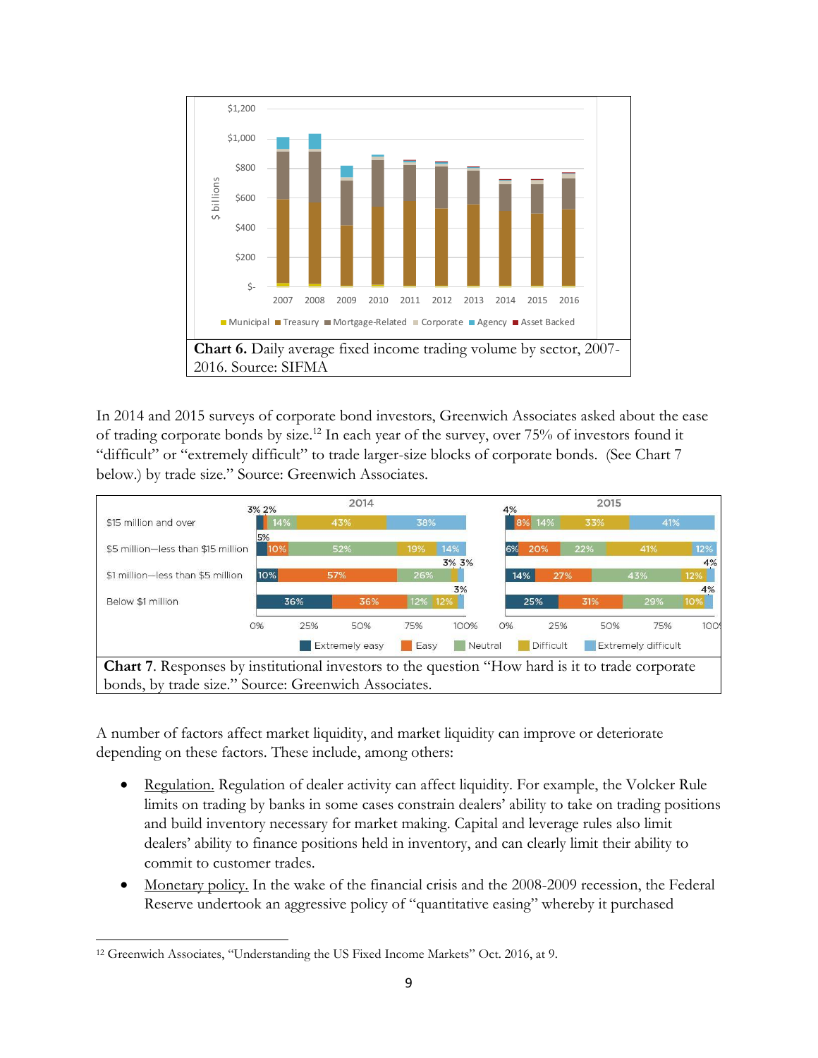**Chart 6.** Daily average fixed income trading volume by sector, 2007-2016. Source: SIFMA

In 2014 and 2015 surveys of corporate bond investors, Greenwich Associates asked about the ease of trading corporate bonds by size.[12] In each year of the survey, over 75% of investors found it "difficult" or "extremely difficult" to trade larger-size blocks of corporate bonds. (See Chart 7 below.) by trade size." Source: Greenwich Associates.

**Chart 7**. Responses by institutional investors to the question "How hard is it to trade corporate bonds, by trade size." Source: Greenwich Associates.

A number of factors affect market liquidity, and market liquidity can improve or deteriorate depending on these factors. These include, among others:

- Regulation. Regulation of dealer activity can affect liquidity. For example, the Volcker Rule limits on trading by banks in some cases constrain dealers' ability to take on trading positions and build inventory necessary for market making. Capital and leverage rules also limit dealers' ability to finance positions held in inventory, and can clearly limit their ability to commit to customer trades.
- Monetary policy. In the wake of the financial crisis and the 2008-2009 recession, the Federal Reserve undertook an aggressive policy of "quantitative easing" whereby it purchased

---

[12] Greenwich Associates, "Understanding the US Fixed Income Markets" Oct. 2016, at 9.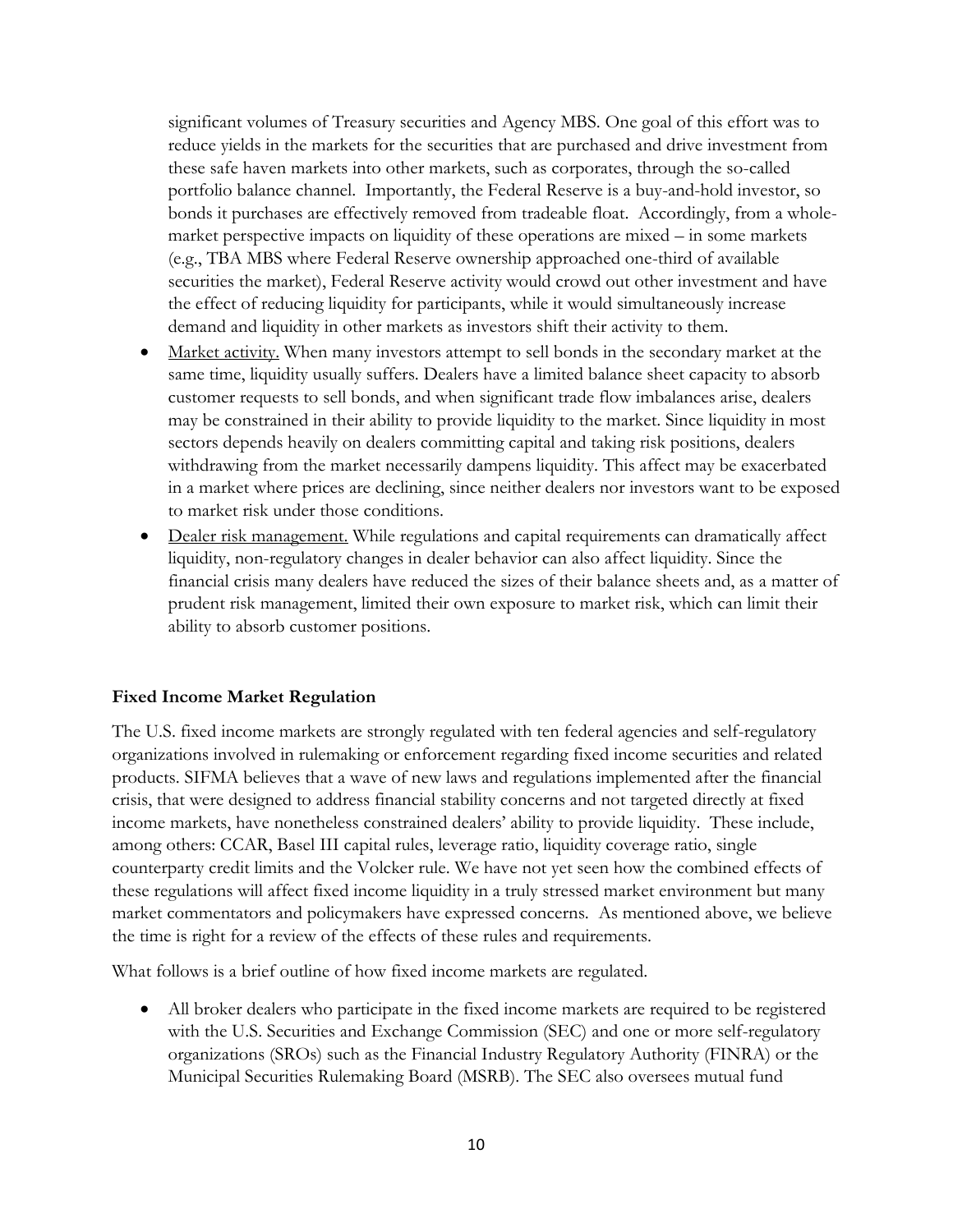significant volumes of Treasury securities and Agency MBS. One goal of this effort was to reduce yields in the markets for the securities that are purchased and drive investment from these safe haven markets into other markets, such as corporates, through the so-called portfolio balance channel. Importantly, the Federal Reserve is a buy-and-hold investor, so bonds it purchases are effectively removed from tradeable float. Accordingly, from a whole-market perspective impacts on liquidity of these operations are mixed – in some markets (e.g., TBA MBS where Federal Reserve ownership approached one-third of available securities the market), Federal Reserve activity would crowd out other investment and have the effect of reducing liquidity for participants, while it would simultaneously increase demand and liquidity in other markets as investors shift their activity to them.

- Market activity. When many investors attempt to sell bonds in the secondary market at the same time, liquidity usually suffers. Dealers have a limited balance sheet capacity to absorb customer requests to sell bonds, and when significant trade flow imbalances arise, dealers may be constrained in their ability to provide liquidity to the market. Since liquidity in most sectors depends heavily on dealers committing capital and taking risk positions, dealers withdrawing from the market necessarily dampens liquidity. This affect may be exacerbated in a market where prices are declining, since neither dealers nor investors want to be exposed to market risk under those conditions.
- Dealer risk management. While regulations and capital requirements can dramatically affect liquidity, non-regulatory changes in dealer behavior can also affect liquidity. Since the financial crisis many dealers have reduced the sizes of their balance sheets and, as a matter of prudent risk management, limited their own exposure to market risk, which can limit their ability to absorb customer positions.

**Fixed Income Market Regulation**

The U.S. fixed income markets are strongly regulated with ten federal agencies and self-regulatory organizations involved in rulemaking or enforcement regarding fixed income securities and related products. SIFMA believes that a wave of new laws and regulations implemented after the financial crisis, that were designed to address financial stability concerns and not targeted directly at fixed income markets, have nonetheless constrained dealers' ability to provide liquidity. These include, among others: CCAR, Basel III capital rules, leverage ratio, liquidity coverage ratio, single counterparty credit limits and the Volcker rule. We have not yet seen how the combined effects of these regulations will affect fixed income liquidity in a truly stressed market environment but many market commentators and policymakers have expressed concerns. As mentioned above, we believe the time is right for a review of the effects of these rules and requirements.

What follows is a brief outline of how fixed income markets are regulated.

- All broker dealers who participate in the fixed income markets are required to be registered with the U.S. Securities and Exchange Commission (SEC) and one or more self-regulatory organizations (SROs) such as the Financial Industry Regulatory Authority (FINRA) or the Municipal Securities Rulemaking Board (MSRB). The SEC also oversees mutual fund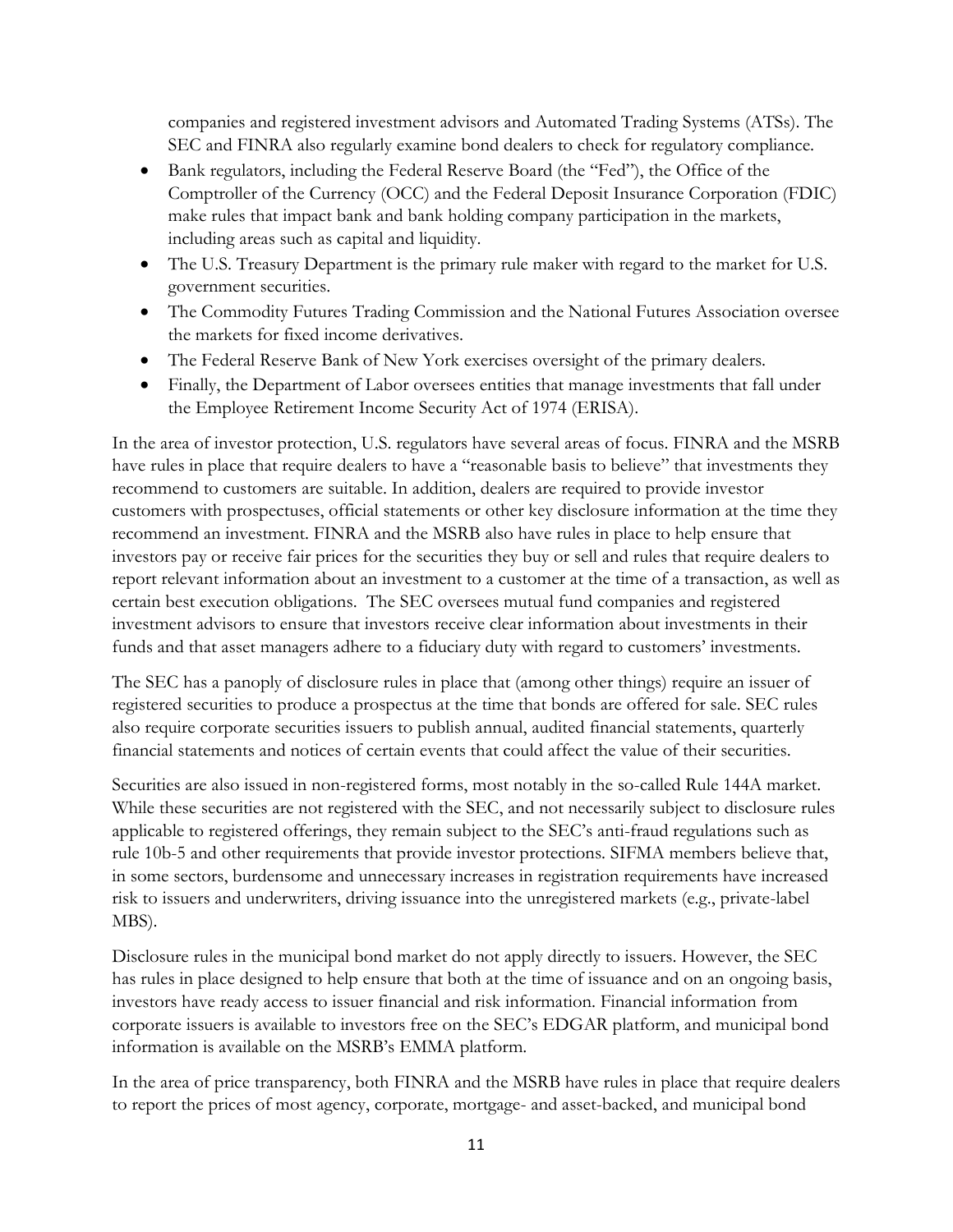companies and registered investment advisors and Automated Trading Systems (ATSs). The SEC and FINRA also regularly examine bond dealers to check for regulatory compliance.

- Bank regulators, including the Federal Reserve Board (the "Fed"), the Office of the Comptroller of the Currency (OCC) and the Federal Deposit Insurance Corporation (FDIC) make rules that impact bank and bank holding company participation in the markets, including areas such as capital and liquidity.
- The U.S. Treasury Department is the primary rule maker with regard to the market for U.S. government securities.
- The Commodity Futures Trading Commission and the National Futures Association oversee the markets for fixed income derivatives.
- The Federal Reserve Bank of New York exercises oversight of the primary dealers.
- Finally, the Department of Labor oversees entities that manage investments that fall under the Employee Retirement Income Security Act of 1974 (ERISA).

In the area of investor protection, U.S. regulators have several areas of focus. FINRA and the MSRB have rules in place that require dealers to have a "reasonable basis to believe" that investments they recommend to customers are suitable. In addition, dealers are required to provide investor customers with prospectuses, official statements or other key disclosure information at the time they recommend an investment. FINRA and the MSRB also have rules in place to help ensure that investors pay or receive fair prices for the securities they buy or sell and rules that require dealers to report relevant information about an investment to a customer at the time of a transaction, as well as certain best execution obligations. The SEC oversees mutual fund companies and registered investment advisors to ensure that investors receive clear information about investments in their funds and that asset managers adhere to a fiduciary duty with regard to customers' investments.

The SEC has a panoply of disclosure rules in place that (among other things) require an issuer of registered securities to produce a prospectus at the time that bonds are offered for sale. SEC rules also require corporate securities issuers to publish annual, audited financial statements, quarterly financial statements and notices of certain events that could affect the value of their securities.

Securities are also issued in non-registered forms, most notably in the so-called Rule 144A market. While these securities are not registered with the SEC, and not necessarily subject to disclosure rules applicable to registered offerings, they remain subject to the SEC's anti-fraud regulations such as rule 10b-5 and other requirements that provide investor protections. SIFMA members believe that, in some sectors, burdensome and unnecessary increases in registration requirements have increased risk to issuers and underwriters, driving issuance into the unregistered markets (e.g., private-label MBS).

Disclosure rules in the municipal bond market do not apply directly to issuers. However, the SEC has rules in place designed to help ensure that both at the time of issuance and on an ongoing basis, investors have ready access to issuer financial and risk information. Financial information from corporate issuers is available to investors free on the SEC's EDGAR platform, and municipal bond information is available on the MSRB's EMMA platform.

In the area of price transparency, both FINRA and the MSRB have rules in place that require dealers to report the prices of most agency, corporate, mortgage- and asset-backed, and municipal bond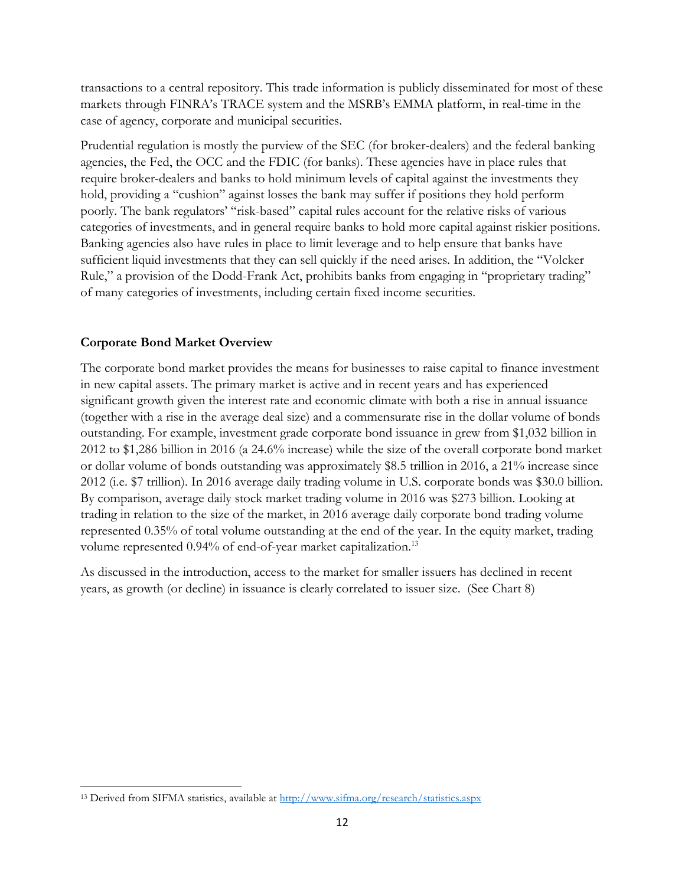transactions to a central repository. This trade information is publicly disseminated for most of these markets through FINRA's TRACE system and the MSRB's EMMA platform, in real-time in the case of agency, corporate and municipal securities.

Prudential regulation is mostly the purview of the SEC (for broker-dealers) and the federal banking agencies, the Fed, the OCC and the FDIC (for banks). These agencies have in place rules that require broker-dealers and banks to hold minimum levels of capital against the investments they hold, providing a "cushion" against losses the bank may suffer if positions they hold perform poorly. The bank regulators' "risk-based" capital rules account for the relative risks of various categories of investments, and in general require banks to hold more capital against riskier positions. Banking agencies also have rules in place to limit leverage and to help ensure that banks have sufficient liquid investments that they can sell quickly if the need arises. In addition, the "Volcker Rule," a provision of the Dodd-Frank Act, prohibits banks from engaging in "proprietary trading" of many categories of investments, including certain fixed income securities.

**Corporate Bond Market Overview**

The corporate bond market provides the means for businesses to raise capital to finance investment in new capital assets. The primary market is active and in recent years and has experienced significant growth given the interest rate and economic climate with both a rise in annual issuance (together with a rise in the average deal size) and a commensurate rise in the dollar volume of bonds outstanding. For example, investment grade corporate bond issuance in grew from $1,032 billion in 2012 to $1,286 billion in 2016 (a 24.6% increase) while the size of the overall corporate bond market or dollar volume of bonds outstanding was approximately $8.5 trillion in 2016, a 21% increase since 2012 (i.e. $7 trillion). In 2016 average daily trading volume in U.S. corporate bonds was $30.0 billion. By comparison, average daily stock market trading volume in 2016 was $273 billion. Looking at trading in relation to the size of the market, in 2016 average daily corporate bond trading volume represented 0.35% of total volume outstanding at the end of the year. In the equity market, trading volume represented 0.94% of end-of-year market capitalization.[13]

As discussed in the introduction, access to the market for smaller issuers has declined in recent years, as growth (or decline) in issuance is clearly correlated to issuer size. (See Chart 8)

[13] Derived from SIFMA statistics, available at http://www.sifma.org/research/statistics.aspx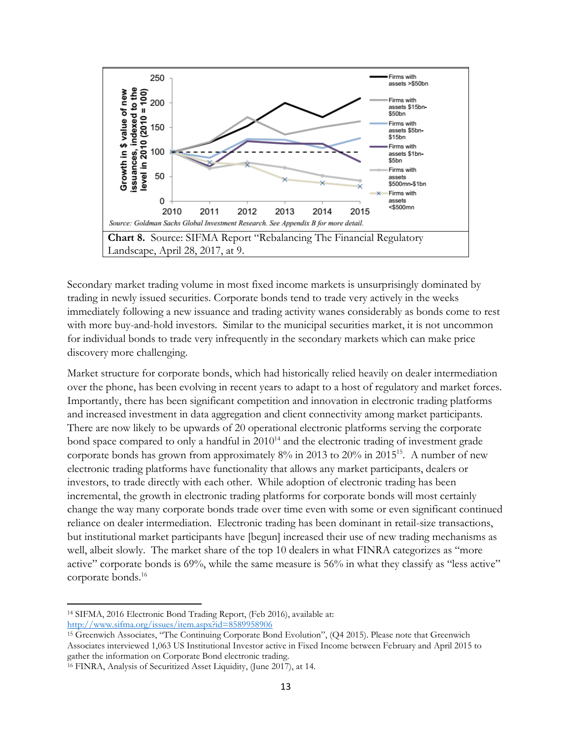Source: Goldman Sachs Global Investment Research. See Appendix B for more detail.

**Chart 8.** Source: SIFMA Report "Rebalancing The Financial Regulatory Landscape, April 28, 2017, at 9.

Secondary market trading volume in most fixed income markets is unsurprisingly dominated by trading in newly issued securities. Corporate bonds tend to trade very actively in the weeks immediately following a new issuance and trading activity wanes considerably as bonds come to rest with more buy-and-hold investors. Similar to the municipal securities market, it is not uncommon for individual bonds to trade very infrequently in the secondary markets which can make price discovery more challenging.

Market structure for corporate bonds, which had historically relied heavily on dealer intermediation over the phone, has been evolving in recent years to adapt to a host of regulatory and market forces. Importantly, there has been significant competition and innovation in electronic trading platforms and increased investment in data aggregation and client connectivity among market participants. There are now likely to be upwards of 20 operational electronic platforms serving the corporate bond space compared to only a handful in 2010[14] and the electronic trading of investment grade corporate bonds has grown from approximately 8% in 2013 to 20% in 2015[15]. A number of new electronic trading platforms have functionality that allows any market participants, dealers or investors, to trade directly with each other. While adoption of electronic trading has been incremental, the growth in electronic trading platforms for corporate bonds will most certainly change the way many corporate bonds trade over time even with some or even significant continued reliance on dealer intermediation. Electronic trading has been dominant in retail-size transactions, but institutional market participants have [begun] increased their use of new trading mechanisms as well, albeit slowly. The market share of the top 10 dealers in what FINRA categorizes as "more active" corporate bonds is 69%, while the same measure is 56% in what they classify as "less active" corporate bonds.[16]

---

[14] SIFMA, 2016 Electronic Bond Trading Report, (Feb 2016), available at: http://www.sifma.org/issues/item.aspx?id=8589958906

[15] Greenwich Associates, "The Continuing Corporate Bond Evolution", (Q4 2015). Please note that Greenwich Associates interviewed 1,063 US Institutional Investor active in Fixed Income between February and April 2015 to gather the information on Corporate Bond electronic trading.

[16] FINRA, Analysis of Securitized Asset Liquidity, (June 2017), at 14.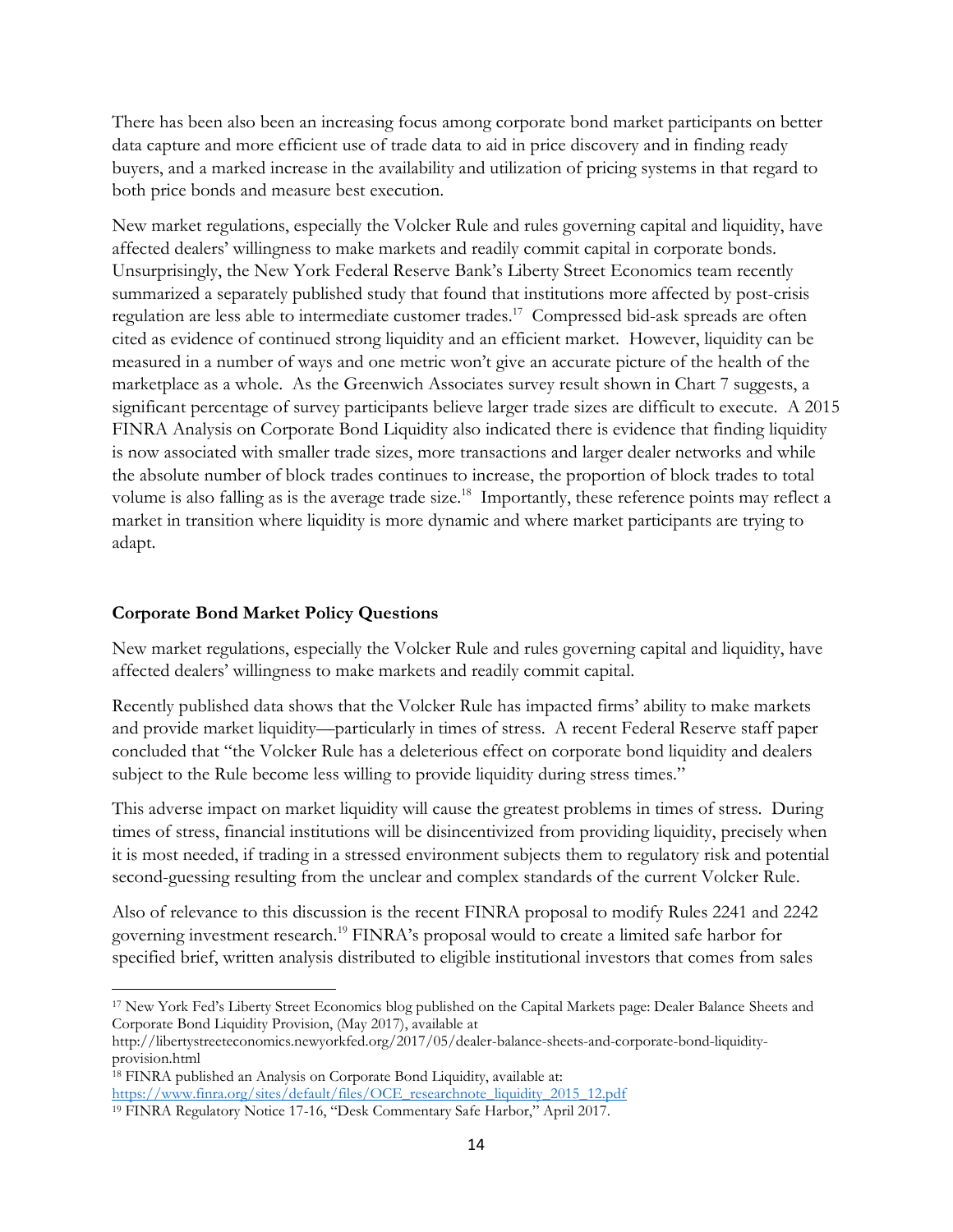There has been also been an increasing focus among corporate bond market participants on better data capture and more efficient use of trade data to aid in price discovery and in finding ready buyers, and a marked increase in the availability and utilization of pricing systems in that regard to both price bonds and measure best execution.

New market regulations, especially the Volcker Rule and rules governing capital and liquidity, have affected dealers' willingness to make markets and readily commit capital in corporate bonds. Unsurprisingly, the New York Federal Reserve Bank's Liberty Street Economics team recently summarized a separately published study that found that institutions more affected by post-crisis regulation are less able to intermediate customer trades.[17] Compressed bid-ask spreads are often cited as evidence of continued strong liquidity and an efficient market. However, liquidity can be measured in a number of ways and one metric won't give an accurate picture of the health of the marketplace as a whole. As the Greenwich Associates survey result shown in Chart 7 suggests, a significant percentage of survey participants believe larger trade sizes are difficult to execute. A 2015 FINRA Analysis on Corporate Bond Liquidity also indicated there is evidence that finding liquidity is now associated with smaller trade sizes, more transactions and larger dealer networks and while the absolute number of block trades continues to increase, the proportion of block trades to total volume is also falling as is the average trade size.[18] Importantly, these reference points may reflect a market in transition where liquidity is more dynamic and where market participants are trying to adapt.

## Corporate Bond Market Policy Questions

New market regulations, especially the Volcker Rule and rules governing capital and liquidity, have affected dealers' willingness to make markets and readily commit capital.

Recently published data shows that the Volcker Rule has impacted firms' ability to make markets and provide market liquidity—particularly in times of stress. A recent Federal Reserve staff paper concluded that "the Volcker Rule has a deleterious effect on corporate bond liquidity and dealers subject to the Rule become less willing to provide liquidity during stress times."

This adverse impact on market liquidity will cause the greatest problems in times of stress. During times of stress, financial institutions will be disincentivized from providing liquidity, precisely when it is most needed, if trading in a stressed environment subjects them to regulatory risk and potential second-guessing resulting from the unclear and complex standards of the current Volcker Rule.

Also of relevance to this discussion is the recent FINRA proposal to modify Rules 2241 and 2242 governing investment research.[19] FINRA's proposal would to create a limited safe harbor for specified brief, written analysis distributed to eligible institutional investors that comes from sales

---

[17] New York Fed's Liberty Street Economics blog published on the Capital Markets page: Dealer Balance Sheets and Corporate Bond Liquidity Provision, (May 2017), available at http://libertystreeteconomics.newyorkfed.org/2017/05/dealer-balance-sheets-and-corporate-bond-liquidity-provision.html

[18] FINRA published an Analysis on Corporate Bond Liquidity, available at: https://www.finra.org/sites/default/files/OCE_researchnote_liquidity_2015_12.pdf

[19] FINRA Regulatory Notice 17-16, "Desk Commentary Safe Harbor," April 2017.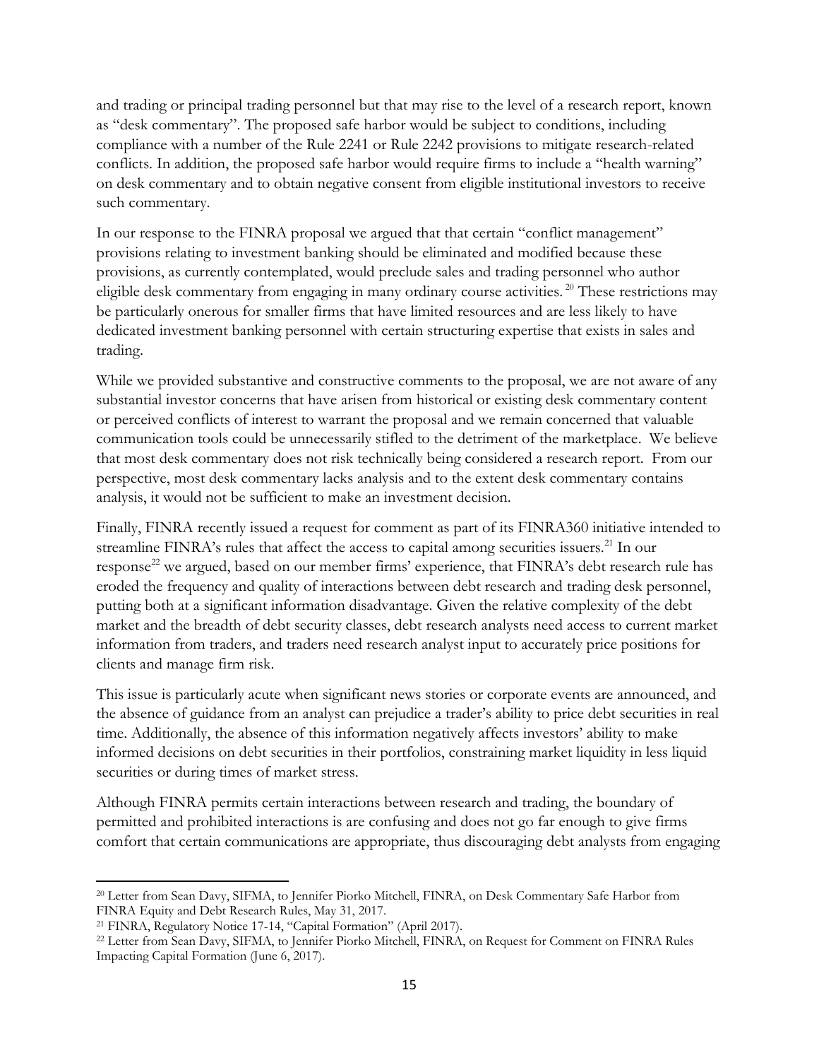and trading or principal trading personnel but that may rise to the level of a research report, known as "desk commentary". The proposed safe harbor would be subject to conditions, including compliance with a number of the Rule 2241 or Rule 2242 provisions to mitigate research-related conflicts. In addition, the proposed safe harbor would require firms to include a "health warning" on desk commentary and to obtain negative consent from eligible institutional investors to receive such commentary.

In our response to the FINRA proposal we argued that that certain "conflict management" provisions relating to investment banking should be eliminated and modified because these provisions, as currently contemplated, would preclude sales and trading personnel who author eligible desk commentary from engaging in many ordinary course activities.[20] These restrictions may be particularly onerous for smaller firms that have limited resources and are less likely to have dedicated investment banking personnel with certain structuring expertise that exists in sales and trading.

While we provided substantive and constructive comments to the proposal, we are not aware of any substantial investor concerns that have arisen from historical or existing desk commentary content or perceived conflicts of interest to warrant the proposal and we remain concerned that valuable communication tools could be unnecessarily stifled to the detriment of the marketplace. We believe that most desk commentary does not risk technically being considered a research report. From our perspective, most desk commentary lacks analysis and to the extent desk commentary contains analysis, it would not be sufficient to make an investment decision.

Finally, FINRA recently issued a request for comment as part of its FINRA360 initiative intended to streamline FINRA's rules that affect the access to capital among securities issuers.[21] In our response[22] we argued, based on our member firms' experience, that FINRA's debt research rule has eroded the frequency and quality of interactions between debt research and trading desk personnel, putting both at a significant information disadvantage. Given the relative complexity of the debt market and the breadth of debt security classes, debt research analysts need access to current market information from traders, and traders need research analyst input to accurately price positions for clients and manage firm risk.

This issue is particularly acute when significant news stories or corporate events are announced, and the absence of guidance from an analyst can prejudice a trader's ability to price debt securities in real time. Additionally, the absence of this information negatively affects investors' ability to make informed decisions on debt securities in their portfolios, constraining market liquidity in less liquid securities or during times of market stress.

Although FINRA permits certain interactions between research and trading, the boundary of permitted and prohibited interactions is are confusing and does not go far enough to give firms comfort that certain communications are appropriate, thus discouraging debt analysts from engaging

---

[20] Letter from Sean Davy, SIFMA, to Jennifer Piorko Mitchell, FINRA, on Desk Commentary Safe Harbor from FINRA Equity and Debt Research Rules, May 31, 2017.

[21] FINRA, Regulatory Notice 17-14, "Capital Formation" (April 2017).

[22] Letter from Sean Davy, SIFMA, to Jennifer Piorko Mitchell, FINRA, on Request for Comment on FINRA Rules Impacting Capital Formation (June 6, 2017).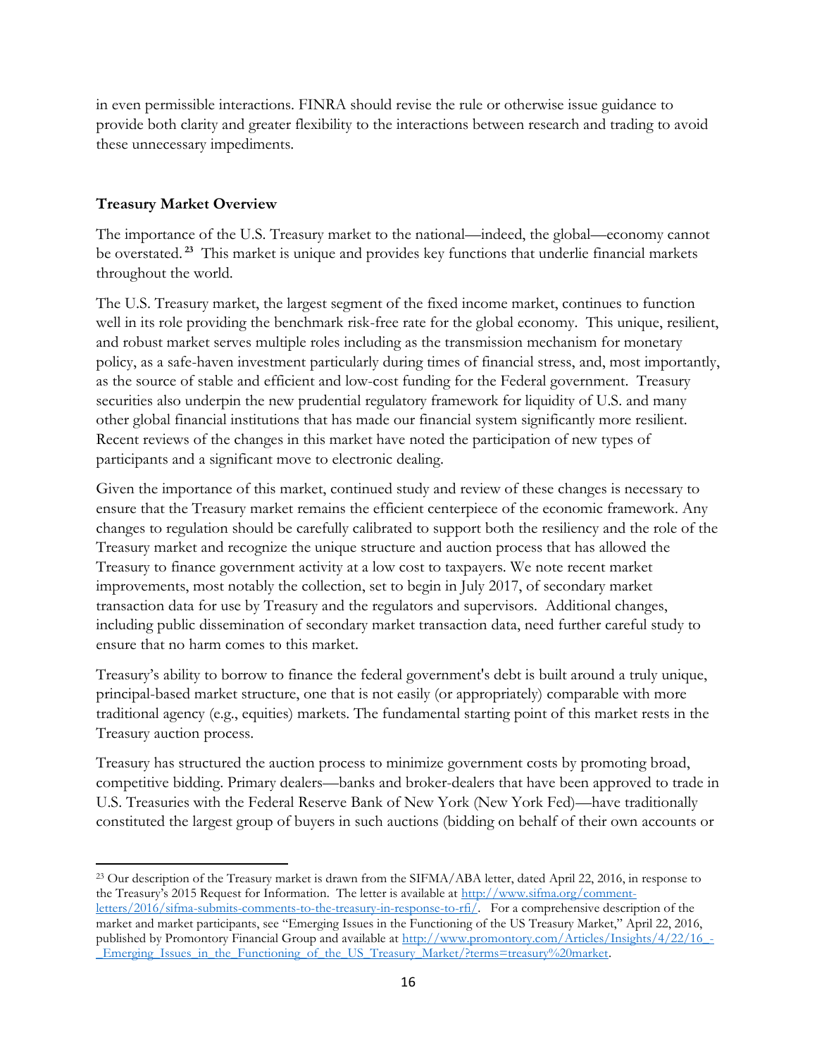in even permissible interactions. FINRA should revise the rule or otherwise issue guidance to provide both clarity and greater flexibility to the interactions between research and trading to avoid these unnecessary impediments.

**Treasury Market Overview**

The importance of the U.S. Treasury market to the national—indeed, the global—economy cannot be overstated.[23] This market is unique and provides key functions that underlie financial markets throughout the world.

The U.S. Treasury market, the largest segment of the fixed income market, continues to function well in its role providing the benchmark risk-free rate for the global economy. This unique, resilient, and robust market serves multiple roles including as the transmission mechanism for monetary policy, as a safe-haven investment particularly during times of financial stress, and, most importantly, as the source of stable and efficient and low-cost funding for the Federal government. Treasury securities also underpin the new prudential regulatory framework for liquidity of U.S. and many other global financial institutions that has made our financial system significantly more resilient. Recent reviews of the changes in this market have noted the participation of new types of participants and a significant move to electronic dealing.

Given the importance of this market, continued study and review of these changes is necessary to ensure that the Treasury market remains the efficient centerpiece of the economic framework. Any changes to regulation should be carefully calibrated to support both the resiliency and the role of the Treasury market and recognize the unique structure and auction process that has allowed the Treasury to finance government activity at a low cost to taxpayers. We note recent market improvements, most notably the collection, set to begin in July 2017, of secondary market transaction data for use by Treasury and the regulators and supervisors. Additional changes, including public dissemination of secondary market transaction data, need further careful study to ensure that no harm comes to this market.

Treasury's ability to borrow to finance the federal government's debt is built around a truly unique, principal-based market structure, one that is not easily (or appropriately) comparable with more traditional agency (e.g., equities) markets. The fundamental starting point of this market rests in the Treasury auction process.

Treasury has structured the auction process to minimize government costs by promoting broad, competitive bidding. Primary dealers—banks and broker-dealers that have been approved to trade in U.S. Treasuries with the Federal Reserve Bank of New York (New York Fed)—have traditionally constituted the largest group of buyers in such auctions (bidding on behalf of their own accounts or

---

[23] Our description of the Treasury market is drawn from the SIFMA/ABA letter, dated April 22, 2016, in response to the Treasury's 2015 Request for Information. The letter is available at http://www.sifma.org/comment-letters/2016/sifma-submits-comments-to-the-treasury-in-response-to-rfi/. For a comprehensive description of the market and market participants, see "Emerging Issues in the Functioning of the US Treasury Market," April 22, 2016, published by Promontory Financial Group and available at http://www.promontory.com/Articles/Insights/4/22/16_-_Emerging_Issues_in_the_Functioning_of_the_US_Treasury_Market/?terms=treasury%20market.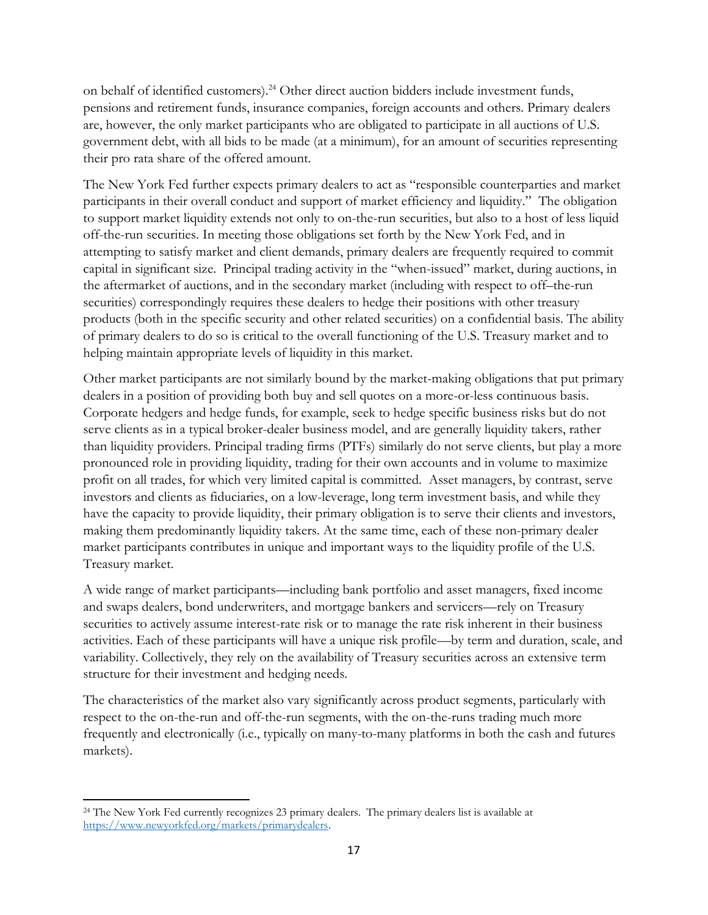on behalf of identified customers).[24] Other direct auction bidders include investment funds, pensions and retirement funds, insurance companies, foreign accounts and others. Primary dealers are, however, the only market participants who are obligated to participate in all auctions of U.S. government debt, with all bids to be made (at a minimum), for an amount of securities representing their pro rata share of the offered amount.

The New York Fed further expects primary dealers to act as "responsible counterparties and market participants in their overall conduct and support of market efficiency and liquidity." The obligation to support market liquidity extends not only to on-the-run securities, but also to a host of less liquid off-the-run securities. In meeting those obligations set forth by the New York Fed, and in attempting to satisfy market and client demands, primary dealers are frequently required to commit capital in significant size. Principal trading activity in the "when-issued" market, during auctions, in the aftermarket of auctions, and in the secondary market (including with respect to off–the-run securities) correspondingly requires these dealers to hedge their positions with other treasury products (both in the specific security and other related securities) on a confidential basis. The ability of primary dealers to do so is critical to the overall functioning of the U.S. Treasury market and to helping maintain appropriate levels of liquidity in this market.

Other market participants are not similarly bound by the market-making obligations that put primary dealers in a position of providing both buy and sell quotes on a more-or-less continuous basis. Corporate hedgers and hedge funds, for example, seek to hedge specific business risks but do not serve clients as in a typical broker-dealer business model, and are generally liquidity takers, rather than liquidity providers. Principal trading firms (PTFs) similarly do not serve clients, but play a more pronounced role in providing liquidity, trading for their own accounts and in volume to maximize profit on all trades, for which very limited capital is committed. Asset managers, by contrast, serve investors and clients as fiduciaries, on a low-leverage, long term investment basis, and while they have the capacity to provide liquidity, their primary obligation is to serve their clients and investors, making them predominantly liquidity takers. At the same time, each of these non-primary dealer market participants contributes in unique and important ways to the liquidity profile of the U.S. Treasury market.

A wide range of market participants—including bank portfolio and asset managers, fixed income and swaps dealers, bond underwriters, and mortgage bankers and servicers—rely on Treasury securities to actively assume interest-rate risk or to manage the rate risk inherent in their business activities. Each of these participants will have a unique risk profile—by term and duration, scale, and variability. Collectively, they rely on the availability of Treasury securities across an extensive term structure for their investment and hedging needs.

The characteristics of the market also vary significantly across product segments, particularly with respect to the on-the-run and off-the-run segments, with the on-the-runs trading much more frequently and electronically (i.e., typically on many-to-many platforms in both the cash and futures markets).

---

[24] The New York Fed currently recognizes 23 primary dealers. The primary dealers list is available at https://www.newyorkfed.org/markets/primarydealers.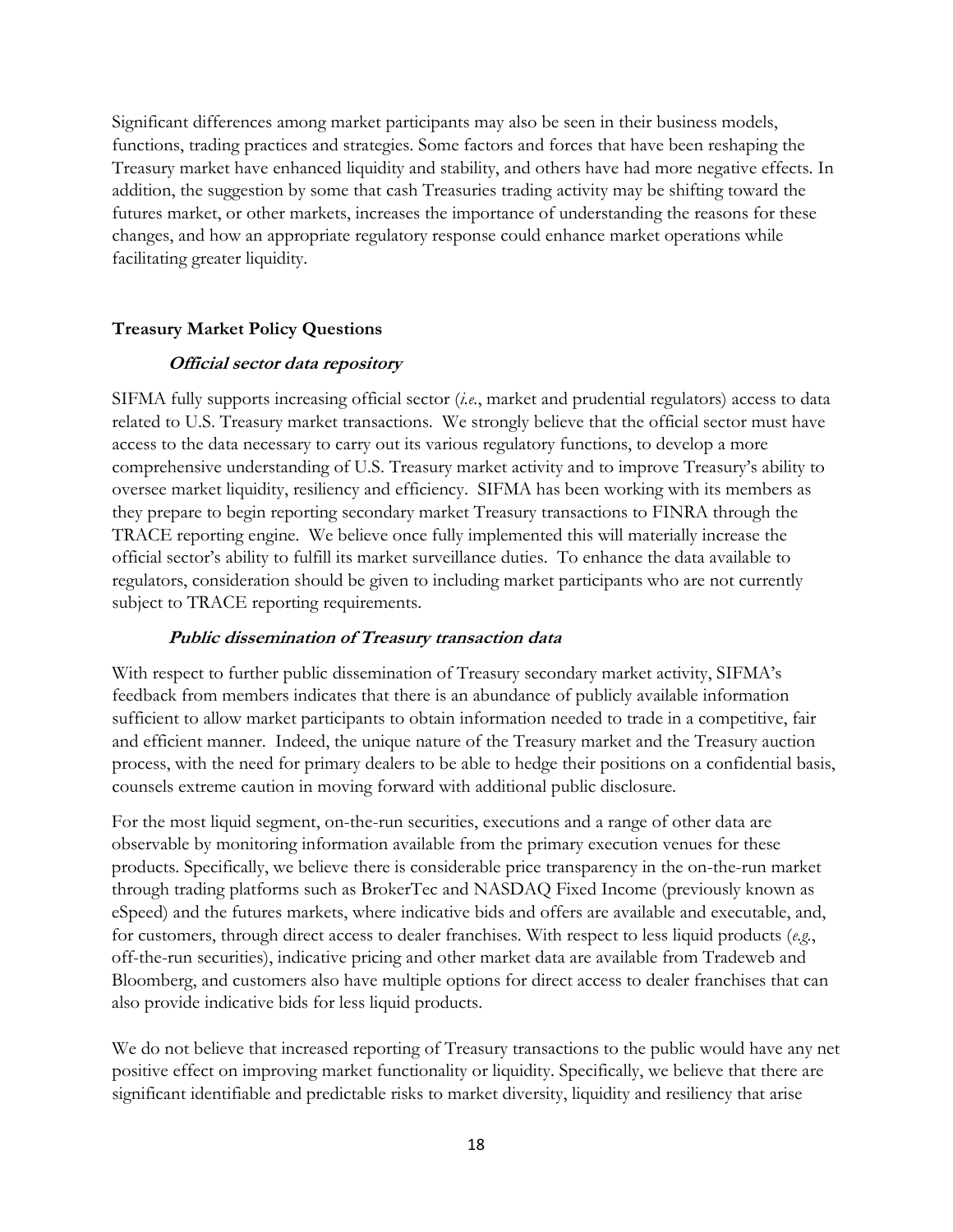Significant differences among market participants may also be seen in their business models, functions, trading practices and strategies. Some factors and forces that have been reshaping the Treasury market have enhanced liquidity and stability, and others have had more negative effects. In addition, the suggestion by some that cash Treasuries trading activity may be shifting toward the futures market, or other markets, increases the importance of understanding the reasons for these changes, and how an appropriate regulatory response could enhance market operations while facilitating greater liquidity.

## Treasury Market Policy Questions

### *Official sector data repository*

SIFMA fully supports increasing official sector (*i.e.*, market and prudential regulators) access to data related to U.S. Treasury market transactions. We strongly believe that the official sector must have access to the data necessary to carry out its various regulatory functions, to develop a more comprehensive understanding of U.S. Treasury market activity and to improve Treasury's ability to oversee market liquidity, resiliency and efficiency. SIFMA has been working with its members as they prepare to begin reporting secondary market Treasury transactions to FINRA through the TRACE reporting engine. We believe once fully implemented this will materially increase the official sector's ability to fulfill its market surveillance duties. To enhance the data available to regulators, consideration should be given to including market participants who are not currently subject to TRACE reporting requirements.

### *Public dissemination of Treasury transaction data*

With respect to further public dissemination of Treasury secondary market activity, SIFMA's feedback from members indicates that there is an abundance of publicly available information sufficient to allow market participants to obtain information needed to trade in a competitive, fair and efficient manner. Indeed, the unique nature of the Treasury market and the Treasury auction process, with the need for primary dealers to be able to hedge their positions on a confidential basis, counsels extreme caution in moving forward with additional public disclosure.

For the most liquid segment, on-the-run securities, executions and a range of other data are observable by monitoring information available from the primary execution venues for these products. Specifically, we believe there is considerable price transparency in the on-the-run market through trading platforms such as BrokerTec and NASDAQ Fixed Income (previously known as eSpeed) and the futures markets, where indicative bids and offers are available and executable, and, for customers, through direct access to dealer franchises. With respect to less liquid products (*e.g.*, off-the-run securities), indicative pricing and other market data are available from Tradeweb and Bloomberg, and customers also have multiple options for direct access to dealer franchises that can also provide indicative bids for less liquid products.

We do not believe that increased reporting of Treasury transactions to the public would have any net positive effect on improving market functionality or liquidity. Specifically, we believe that there are significant identifiable and predictable risks to market diversity, liquidity and resiliency that arise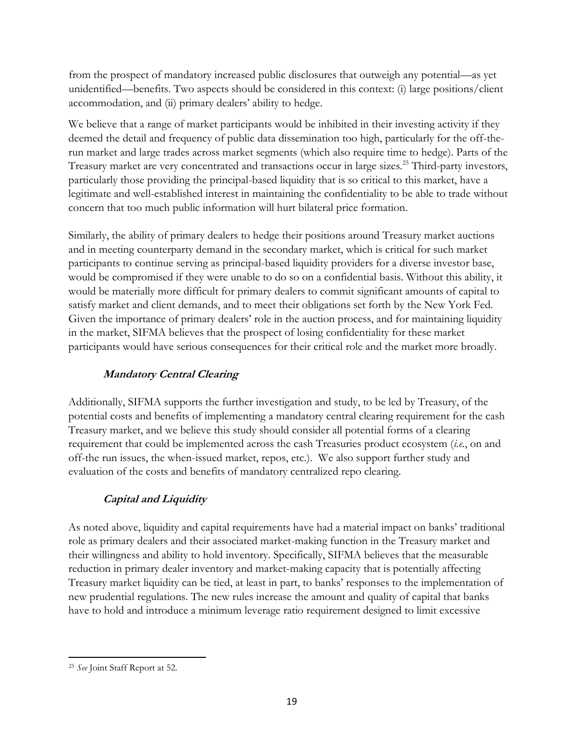from the prospect of mandatory increased public disclosures that outweigh any potential—as yet unidentified—benefits. Two aspects should be considered in this context: (i) large positions/client accommodation, and (ii) primary dealers' ability to hedge.

We believe that a range of market participants would be inhibited in their investing activity if they deemed the detail and frequency of public data dissemination too high, particularly for the off-the-run market and large trades across market segments (which also require time to hedge). Parts of the Treasury market are very concentrated and transactions occur in large sizes.[25] Third-party investors, particularly those providing the principal-based liquidity that is so critical to this market, have a legitimate and well-established interest in maintaining the confidentiality to be able to trade without concern that too much public information will hurt bilateral price formation.

Similarly, the ability of primary dealers to hedge their positions around Treasury market auctions and in meeting counterparty demand in the secondary market, which is critical for such market participants to continue serving as principal-based liquidity providers for a diverse investor base, would be compromised if they were unable to do so on a confidential basis. Without this ability, it would be materially more difficult for primary dealers to commit significant amounts of capital to satisfy market and client demands, and to meet their obligations set forth by the New York Fed. Given the importance of primary dealers' role in the auction process, and for maintaining liquidity in the market, SIFMA believes that the prospect of losing confidentiality for these market participants would have serious consequences for their critical role and the market more broadly.

***Mandatory Central Clearing***

Additionally, SIFMA supports the further investigation and study, to be led by Treasury, of the potential costs and benefits of implementing a mandatory central clearing requirement for the cash Treasury market, and we believe this study should consider all potential forms of a clearing requirement that could be implemented across the cash Treasuries product ecosystem (*i.e.*, on and off-the run issues, the when-issued market, repos, etc.). We also support further study and evaluation of the costs and benefits of mandatory centralized repo clearing.

***Capital and Liquidity***

As noted above, liquidity and capital requirements have had a material impact on banks' traditional role as primary dealers and their associated market-making function in the Treasury market and their willingness and ability to hold inventory. Specifically, SIFMA believes that the measurable reduction in primary dealer inventory and market-making capacity that is potentially affecting Treasury market liquidity can be tied, at least in part, to banks' responses to the implementation of new prudential regulations. The new rules increase the amount and quality of capital that banks have to hold and introduce a minimum leverage ratio requirement designed to limit excessive

---

[25] *See* Joint Staff Report at 52.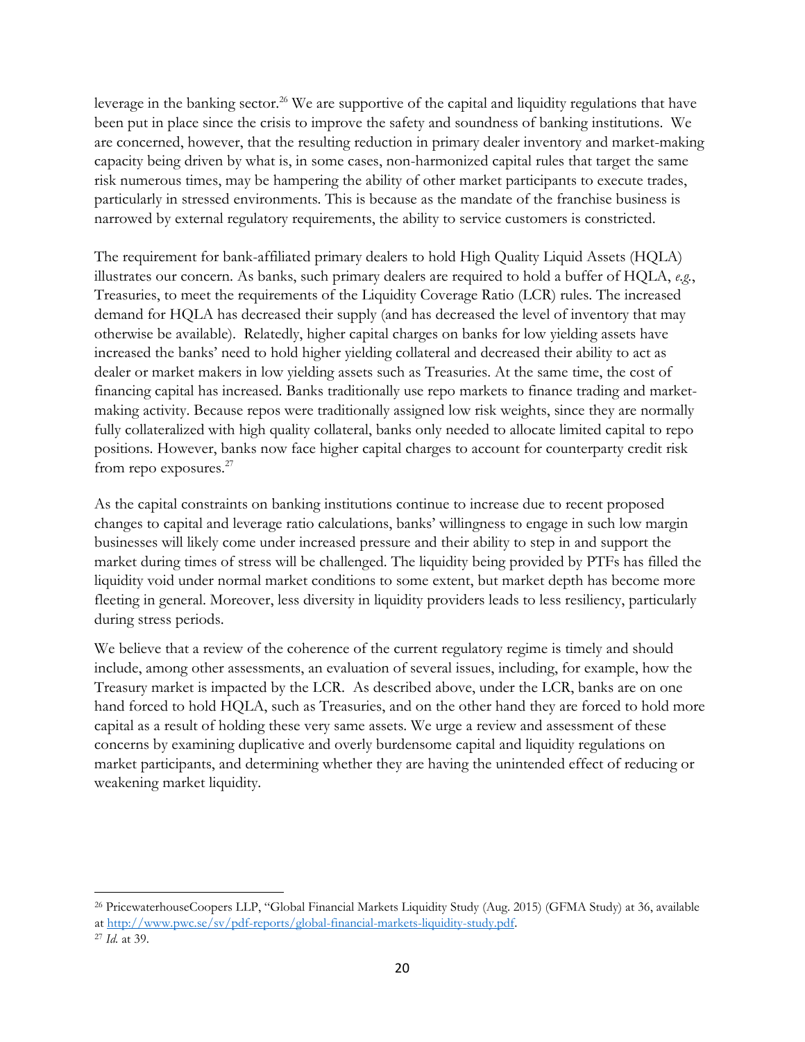leverage in the banking sector.[26] We are supportive of the capital and liquidity regulations that have been put in place since the crisis to improve the safety and soundness of banking institutions. We are concerned, however, that the resulting reduction in primary dealer inventory and market-making capacity being driven by what is, in some cases, non-harmonized capital rules that target the same risk numerous times, may be hampering the ability of other market participants to execute trades, particularly in stressed environments. This is because as the mandate of the franchise business is narrowed by external regulatory requirements, the ability to service customers is constricted.

The requirement for bank-affiliated primary dealers to hold High Quality Liquid Assets (HQLA) illustrates our concern. As banks, such primary dealers are required to hold a buffer of HQLA, *e.g.*, Treasuries, to meet the requirements of the Liquidity Coverage Ratio (LCR) rules. The increased demand for HQLA has decreased their supply (and has decreased the level of inventory that may otherwise be available). Relatedly, higher capital charges on banks for low yielding assets have increased the banks' need to hold higher yielding collateral and decreased their ability to act as dealer or market makers in low yielding assets such as Treasuries. At the same time, the cost of financing capital has increased. Banks traditionally use repo markets to finance trading and market-making activity. Because repos were traditionally assigned low risk weights, since they are normally fully collateralized with high quality collateral, banks only needed to allocate limited capital to repo positions. However, banks now face higher capital charges to account for counterparty credit risk from repo exposures.[27]

As the capital constraints on banking institutions continue to increase due to recent proposed changes to capital and leverage ratio calculations, banks' willingness to engage in such low margin businesses will likely come under increased pressure and their ability to step in and support the market during times of stress will be challenged. The liquidity being provided by PTFs has filled the liquidity void under normal market conditions to some extent, but market depth has become more fleeting in general. Moreover, less diversity in liquidity providers leads to less resiliency, particularly during stress periods.

We believe that a review of the coherence of the current regulatory regime is timely and should include, among other assessments, an evaluation of several issues, including, for example, how the Treasury market is impacted by the LCR. As described above, under the LCR, banks are on one hand forced to hold HQLA, such as Treasuries, and on the other hand they are forced to hold more capital as a result of holding these very same assets. We urge a review and assessment of these concerns by examining duplicative and overly burdensome capital and liquidity regulations on market participants, and determining whether they are having the unintended effect of reducing or weakening market liquidity.

---

[26] PricewaterhouseCoopers LLP, "Global Financial Markets Liquidity Study (Aug. 2015) (GFMA Study) at 36, available at [http://www.pwc.se/sv/pdf-reports/global-financial-markets-liquidity-study.pdf](http://www.pwc.se/sv/pdf-reports/global-financial-markets-liquidity-study.pdf).

[27] *Id.* at 39.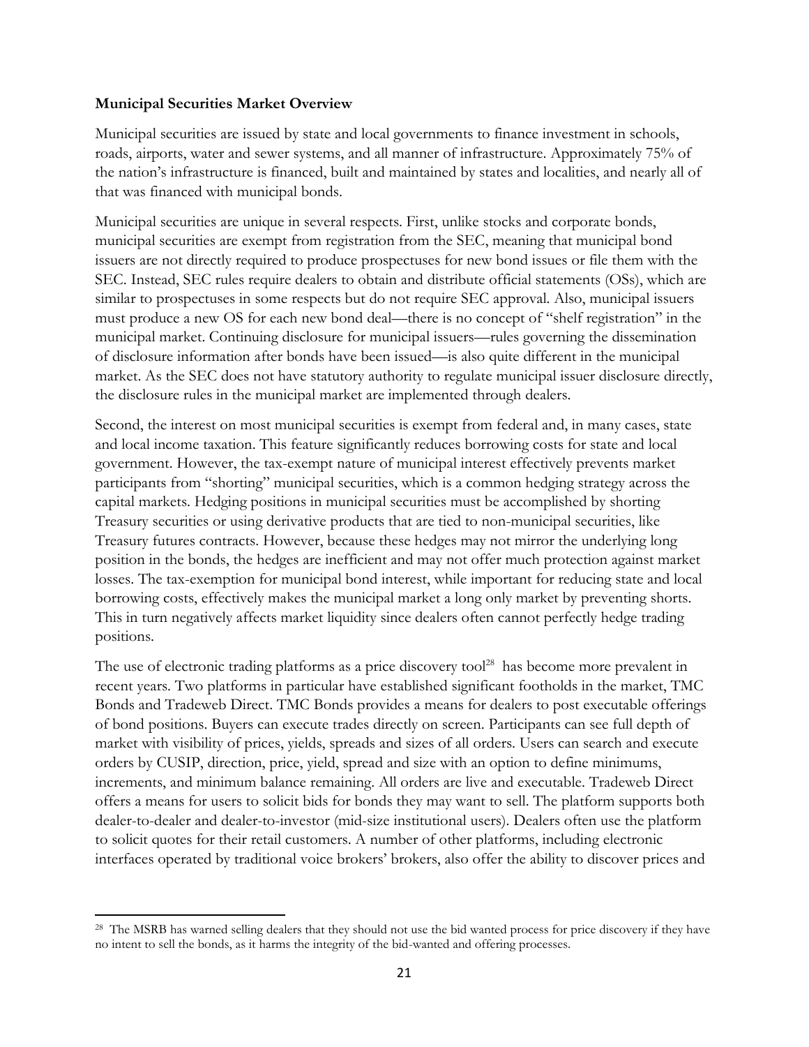**Municipal Securities Market Overview**

Municipal securities are issued by state and local governments to finance investment in schools, roads, airports, water and sewer systems, and all manner of infrastructure. Approximately 75% of the nation's infrastructure is financed, built and maintained by states and localities, and nearly all of that was financed with municipal bonds.

Municipal securities are unique in several respects. First, unlike stocks and corporate bonds, municipal securities are exempt from registration from the SEC, meaning that municipal bond issuers are not directly required to produce prospectuses for new bond issues or file them with the SEC. Instead, SEC rules require dealers to obtain and distribute official statements (OSs), which are similar to prospectuses in some respects but do not require SEC approval. Also, municipal issuers must produce a new OS for each new bond deal—there is no concept of "shelf registration" in the municipal market. Continuing disclosure for municipal issuers—rules governing the dissemination of disclosure information after bonds have been issued—is also quite different in the municipal market. As the SEC does not have statutory authority to regulate municipal issuer disclosure directly, the disclosure rules in the municipal market are implemented through dealers.

Second, the interest on most municipal securities is exempt from federal and, in many cases, state and local income taxation. This feature significantly reduces borrowing costs for state and local government. However, the tax-exempt nature of municipal interest effectively prevents market participants from "shorting" municipal securities, which is a common hedging strategy across the capital markets. Hedging positions in municipal securities must be accomplished by shorting Treasury securities or using derivative products that are tied to non-municipal securities, like Treasury futures contracts. However, because these hedges may not mirror the underlying long position in the bonds, the hedges are inefficient and may not offer much protection against market losses. The tax-exemption for municipal bond interest, while important for reducing state and local borrowing costs, effectively makes the municipal market a long only market by preventing shorts. This in turn negatively affects market liquidity since dealers often cannot perfectly hedge trading positions.

The use of electronic trading platforms as a price discovery tool[28] has become more prevalent in recent years. Two platforms in particular have established significant footholds in the market, TMC Bonds and Tradeweb Direct. TMC Bonds provides a means for dealers to post executable offerings of bond positions. Buyers can execute trades directly on screen. Participants can see full depth of market with visibility of prices, yields, spreads and sizes of all orders. Users can search and execute orders by CUSIP, direction, price, yield, spread and size with an option to define minimums, increments, and minimum balance remaining. All orders are live and executable. Tradeweb Direct offers a means for users to solicit bids for bonds they may want to sell. The platform supports both dealer-to-dealer and dealer-to-investor (mid-size institutional users). Dealers often use the platform to solicit quotes for their retail customers. A number of other platforms, including electronic interfaces operated by traditional voice brokers' brokers, also offer the ability to discover prices and

---

[28] The MSRB has warned selling dealers that they should not use the bid wanted process for price discovery if they have no intent to sell the bonds, as it harms the integrity of the bid-wanted and offering processes.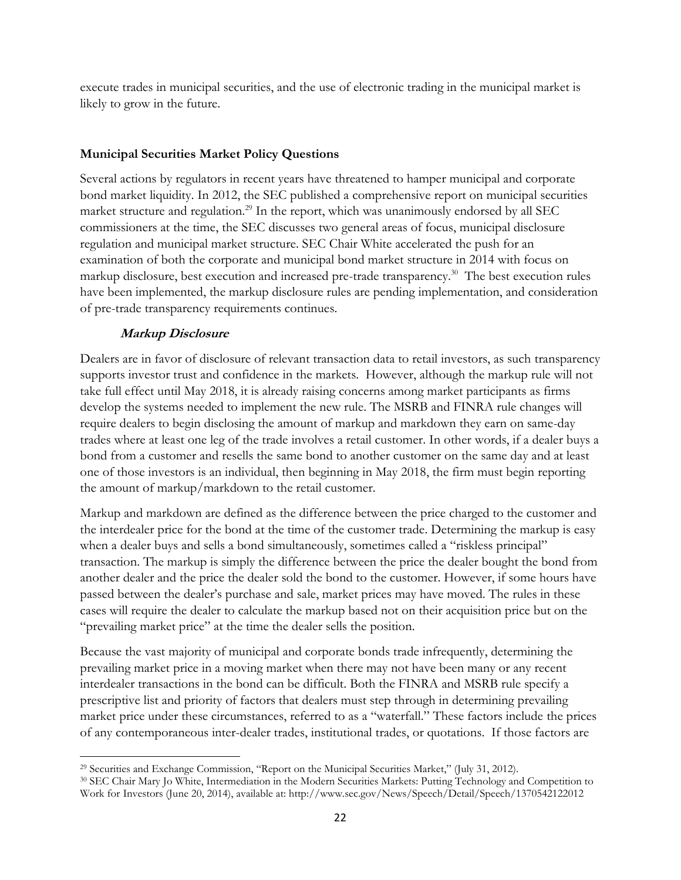execute trades in municipal securities, and the use of electronic trading in the municipal market is likely to grow in the future.

**Municipal Securities Market Policy Questions**

Several actions by regulators in recent years have threatened to hamper municipal and corporate bond market liquidity. In 2012, the SEC published a comprehensive report on municipal securities market structure and regulation.[29] In the report, which was unanimously endorsed by all SEC commissioners at the time, the SEC discusses two general areas of focus, municipal disclosure regulation and municipal market structure. SEC Chair White accelerated the push for an examination of both the corporate and municipal bond market structure in 2014 with focus on markup disclosure, best execution and increased pre-trade transparency.[30] The best execution rules have been implemented, the markup disclosure rules are pending implementation, and consideration of pre-trade transparency requirements continues.

***Markup Disclosure***

Dealers are in favor of disclosure of relevant transaction data to retail investors, as such transparency supports investor trust and confidence in the markets. However, although the markup rule will not take full effect until May 2018, it is already raising concerns among market participants as firms develop the systems needed to implement the new rule. The MSRB and FINRA rule changes will require dealers to begin disclosing the amount of markup and markdown they earn on same-day trades where at least one leg of the trade involves a retail customer. In other words, if a dealer buys a bond from a customer and resells the same bond to another customer on the same day and at least one of those investors is an individual, then beginning in May 2018, the firm must begin reporting the amount of markup/markdown to the retail customer.

Markup and markdown are defined as the difference between the price charged to the customer and the interdealer price for the bond at the time of the customer trade. Determining the markup is easy when a dealer buys and sells a bond simultaneously, sometimes called a "riskless principal" transaction. The markup is simply the difference between the price the dealer bought the bond from another dealer and the price the dealer sold the bond to the customer. However, if some hours have passed between the dealer's purchase and sale, market prices may have moved. The rules in these cases will require the dealer to calculate the markup based not on their acquisition price but on the "prevailing market price" at the time the dealer sells the position.

Because the vast majority of municipal and corporate bonds trade infrequently, determining the prevailing market price in a moving market when there may not have been many or any recent interdealer transactions in the bond can be difficult. Both the FINRA and MSRB rule specify a prescriptive list and priority of factors that dealers must step through in determining prevailing market price under these circumstances, referred to as a "waterfall." These factors include the prices of any contemporaneous inter-dealer trades, institutional trades, or quotations. If those factors are

---

[29] Securities and Exchange Commission, "Report on the Municipal Securities Market," (July 31, 2012).

[30] SEC Chair Mary Jo White, Intermediation in the Modern Securities Markets: Putting Technology and Competition to Work for Investors (June 20, 2014), available at: http://www.sec.gov/News/Speech/Detail/Speech/1370542122012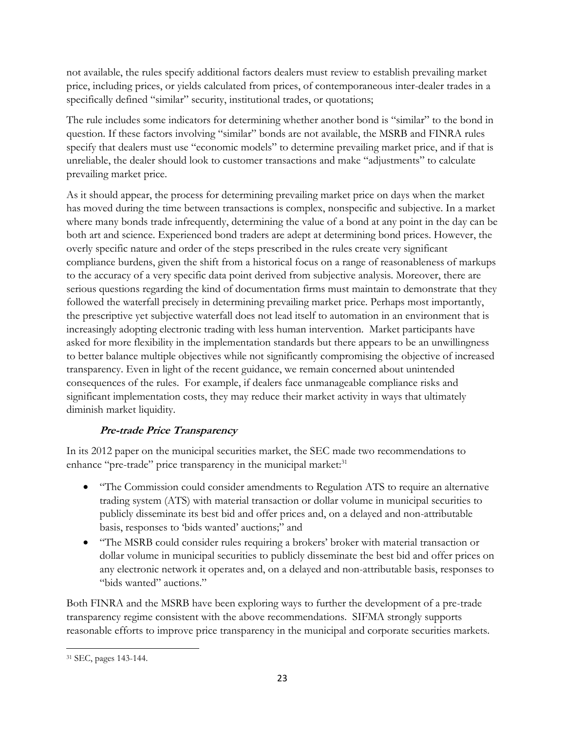not available, the rules specify additional factors dealers must review to establish prevailing market price, including prices, or yields calculated from prices, of contemporaneous inter-dealer trades in a specifically defined "similar" security, institutional trades, or quotations;

The rule includes some indicators for determining whether another bond is "similar" to the bond in question. If these factors involving "similar" bonds are not available, the MSRB and FINRA rules specify that dealers must use "economic models" to determine prevailing market price, and if that is unreliable, the dealer should look to customer transactions and make "adjustments" to calculate prevailing market price.

As it should appear, the process for determining prevailing market price on days when the market has moved during the time between transactions is complex, nonspecific and subjective. In a market where many bonds trade infrequently, determining the value of a bond at any point in the day can be both art and science. Experienced bond traders are adept at determining bond prices. However, the overly specific nature and order of the steps prescribed in the rules create very significant compliance burdens, given the shift from a historical focus on a range of reasonableness of markups to the accuracy of a very specific data point derived from subjective analysis. Moreover, there are serious questions regarding the kind of documentation firms must maintain to demonstrate that they followed the waterfall precisely in determining prevailing market price. Perhaps most importantly, the prescriptive yet subjective waterfall does not lead itself to automation in an environment that is increasingly adopting electronic trading with less human intervention. Market participants have asked for more flexibility in the implementation standards but there appears to be an unwillingness to better balance multiple objectives while not significantly compromising the objective of increased transparency. Even in light of the recent guidance, we remain concerned about unintended consequences of the rules. For example, if dealers face unmanageable compliance risks and significant implementation costs, they may reduce their market activity in ways that ultimately diminish market liquidity.

### *Pre-trade Price Transparency*

In its 2012 paper on the municipal securities market, the SEC made two recommendations to enhance "pre-trade" price transparency in the municipal market:[31]

- "The Commission could consider amendments to Regulation ATS to require an alternative trading system (ATS) with material transaction or dollar volume in municipal securities to publicly disseminate its best bid and offer prices and, on a delayed and non-attributable basis, responses to 'bids wanted' auctions;" and
- "The MSRB could consider rules requiring a brokers' broker with material transaction or dollar volume in municipal securities to publicly disseminate the best bid and offer prices on any electronic network it operates and, on a delayed and non-attributable basis, responses to "bids wanted" auctions."

Both FINRA and the MSRB have been exploring ways to further the development of a pre-trade transparency regime consistent with the above recommendations. SIFMA strongly supports reasonable efforts to improve price transparency in the municipal and corporate securities markets.

[31] SEC, pages 143-144.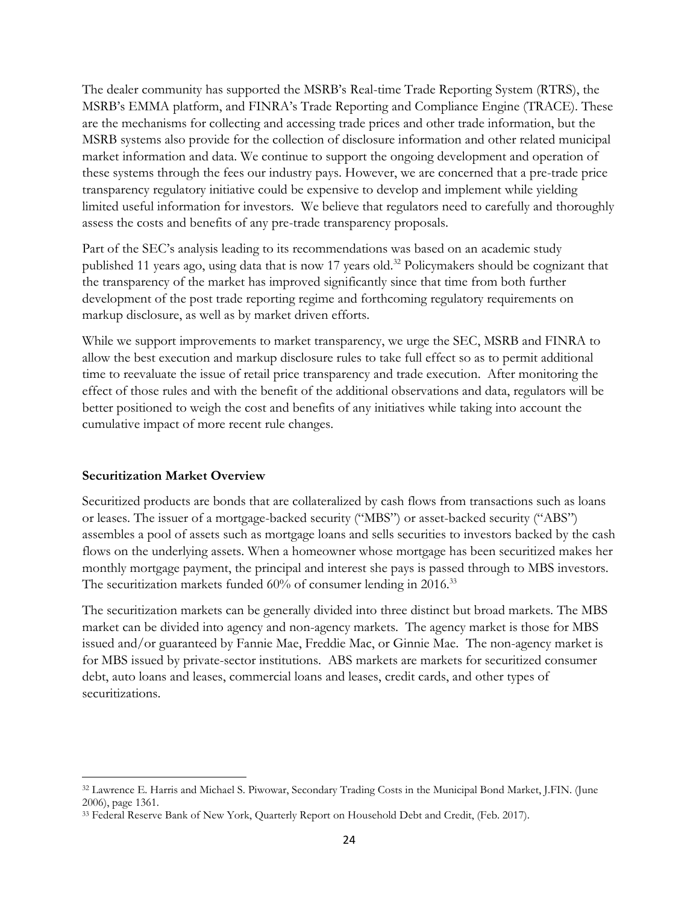The dealer community has supported the MSRB's Real-time Trade Reporting System (RTRS), the MSRB's EMMA platform, and FINRA's Trade Reporting and Compliance Engine (TRACE). These are the mechanisms for collecting and accessing trade prices and other trade information, but the MSRB systems also provide for the collection of disclosure information and other related municipal market information and data. We continue to support the ongoing development and operation of these systems through the fees our industry pays. However, we are concerned that a pre-trade price transparency regulatory initiative could be expensive to develop and implement while yielding limited useful information for investors. We believe that regulators need to carefully and thoroughly assess the costs and benefits of any pre-trade transparency proposals.

Part of the SEC's analysis leading to its recommendations was based on an academic study published 11 years ago, using data that is now 17 years old.[32] Policymakers should be cognizant that the transparency of the market has improved significantly since that time from both further development of the post trade reporting regime and forthcoming regulatory requirements on markup disclosure, as well as by market driven efforts.

While we support improvements to market transparency, we urge the SEC, MSRB and FINRA to allow the best execution and markup disclosure rules to take full effect so as to permit additional time to reevaluate the issue of retail price transparency and trade execution. After monitoring the effect of those rules and with the benefit of the additional observations and data, regulators will be better positioned to weigh the cost and benefits of any initiatives while taking into account the cumulative impact of more recent rule changes.

**Securitization Market Overview**

Securitized products are bonds that are collateralized by cash flows from transactions such as loans or leases. The issuer of a mortgage-backed security ("MBS") or asset-backed security ("ABS") assembles a pool of assets such as mortgage loans and sells securities to investors backed by the cash flows on the underlying assets. When a homeowner whose mortgage has been securitized makes her monthly mortgage payment, the principal and interest she pays is passed through to MBS investors. The securitization markets funded 60% of consumer lending in 2016.[33]

The securitization markets can be generally divided into three distinct but broad markets. The MBS market can be divided into agency and non-agency markets. The agency market is those for MBS issued and/or guaranteed by Fannie Mae, Freddie Mac, or Ginnie Mae. The non-agency market is for MBS issued by private-sector institutions. ABS markets are markets for securitized consumer debt, auto loans and leases, commercial loans and leases, credit cards, and other types of securitizations.

---

[32] Lawrence E. Harris and Michael S. Piwowar, Secondary Trading Costs in the Municipal Bond Market, J.FIN. (June 2006), page 1361.

[33] Federal Reserve Bank of New York, Quarterly Report on Household Debt and Credit, (Feb. 2017).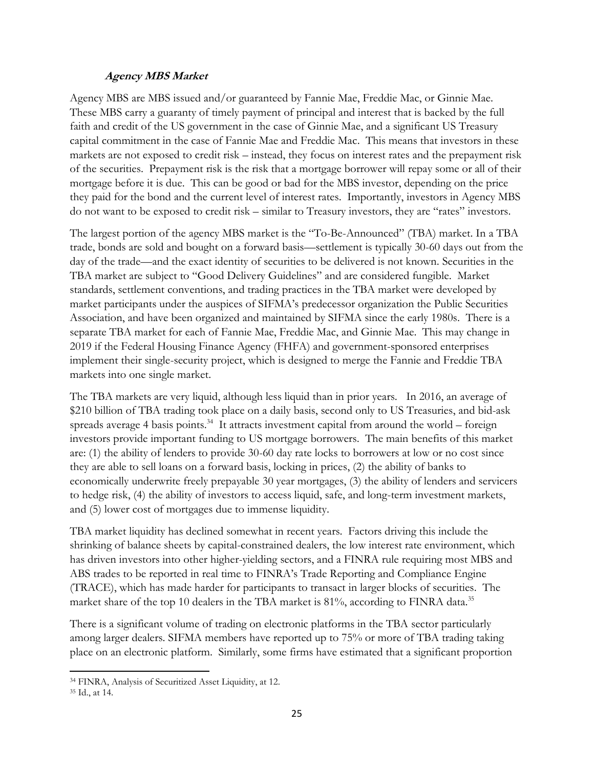### ***Agency MBS Market***

Agency MBS are MBS issued and/or guaranteed by Fannie Mae, Freddie Mac, or Ginnie Mae. These MBS carry a guaranty of timely payment of principal and interest that is backed by the full faith and credit of the US government in the case of Ginnie Mae, and a significant US Treasury capital commitment in the case of Fannie Mae and Freddie Mac. This means that investors in these markets are not exposed to credit risk – instead, they focus on interest rates and the prepayment risk of the securities. Prepayment risk is the risk that a mortgage borrower will repay some or all of their mortgage before it is due. This can be good or bad for the MBS investor, depending on the price they paid for the bond and the current level of interest rates. Importantly, investors in Agency MBS do not want to be exposed to credit risk – similar to Treasury investors, they are "rates" investors.

The largest portion of the agency MBS market is the "To-Be-Announced" (TBA) market. In a TBA trade, bonds are sold and bought on a forward basis—settlement is typically 30-60 days out from the day of the trade—and the exact identity of securities to be delivered is not known. Securities in the TBA market are subject to "Good Delivery Guidelines" and are considered fungible. Market standards, settlement conventions, and trading practices in the TBA market were developed by market participants under the auspices of SIFMA's predecessor organization the Public Securities Association, and have been organized and maintained by SIFMA since the early 1980s. There is a separate TBA market for each of Fannie Mae, Freddie Mac, and Ginnie Mae. This may change in 2019 if the Federal Housing Finance Agency (FHFA) and government-sponsored enterprises implement their single-security project, which is designed to merge the Fannie and Freddie TBA markets into one single market.

The TBA markets are very liquid, although less liquid than in prior years. In 2016, an average of \$210 billion of TBA trading took place on a daily basis, second only to US Treasuries, and bid-ask spreads average 4 basis points.[34] It attracts investment capital from around the world – foreign investors provide important funding to US mortgage borrowers. The main benefits of this market are: (1) the ability of lenders to provide 30-60 day rate locks to borrowers at low or no cost since they are able to sell loans on a forward basis, locking in prices, (2) the ability of banks to economically underwrite freely prepayable 30 year mortgages, (3) the ability of lenders and servicers to hedge risk, (4) the ability of investors to access liquid, safe, and long-term investment markets, and (5) lower cost of mortgages due to immense liquidity.

TBA market liquidity has declined somewhat in recent years. Factors driving this include the shrinking of balance sheets by capital-constrained dealers, the low interest rate environment, which has driven investors into other higher-yielding sectors, and a FINRA rule requiring most MBS and ABS trades to be reported in real time to FINRA's Trade Reporting and Compliance Engine (TRACE), which has made harder for participants to transact in larger blocks of securities. The market share of the top 10 dealers in the TBA market is 81%, according to FINRA data.[35]

There is a significant volume of trading on electronic platforms in the TBA sector particularly among larger dealers. SIFMA members have reported up to 75% or more of TBA trading taking place on an electronic platform. Similarly, some firms have estimated that a significant proportion

---

[34] FINRA, Analysis of Securitized Asset Liquidity, at 12.

[35] Id., at 14.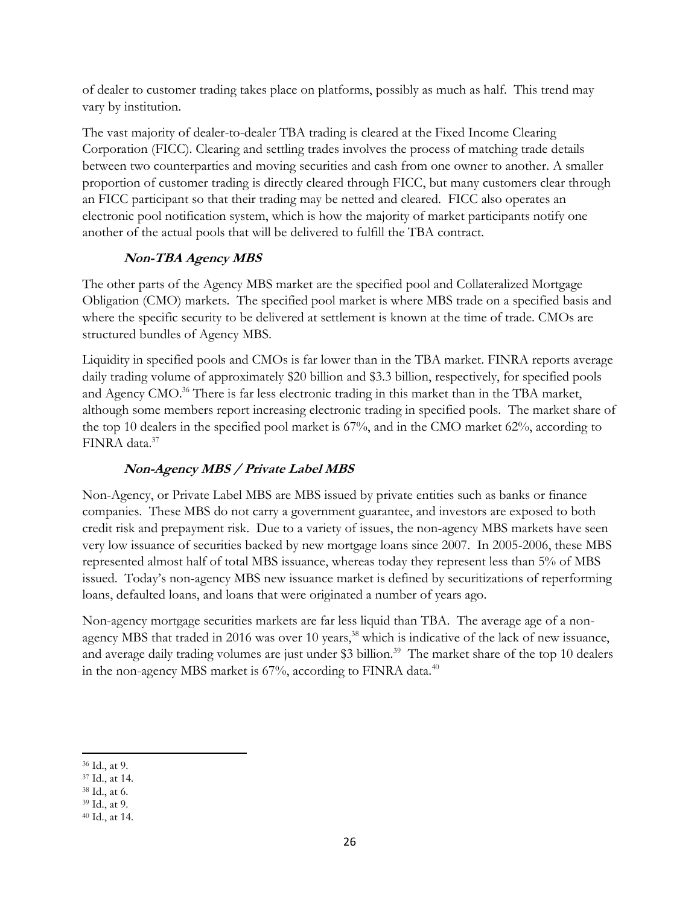of dealer to customer trading takes place on platforms, possibly as much as half. This trend may vary by institution.

The vast majority of dealer-to-dealer TBA trading is cleared at the Fixed Income Clearing Corporation (FICC). Clearing and settling trades involves the process of matching trade details between two counterparties and moving securities and cash from one owner to another. A smaller proportion of customer trading is directly cleared through FICC, but many customers clear through an FICC participant so that their trading may be netted and cleared. FICC also operates an electronic pool notification system, which is how the majority of market participants notify one another of the actual pools that will be delivered to fulfill the TBA contract.

### ***Non-TBA Agency MBS***

The other parts of the Agency MBS market are the specified pool and Collateralized Mortgage Obligation (CMO) markets. The specified pool market is where MBS trade on a specified basis and where the specific security to be delivered at settlement is known at the time of trade. CMOs are structured bundles of Agency MBS.

Liquidity in specified pools and CMOs is far lower than in the TBA market. FINRA reports average daily trading volume of approximately $20 billion and $3.3 billion, respectively, for specified pools and Agency CMO.[36] There is far less electronic trading in this market than in the TBA market, although some members report increasing electronic trading in specified pools. The market share of the top 10 dealers in the specified pool market is 67%, and in the CMO market 62%, according to FINRA data.[37]

### ***Non-Agency MBS / Private Label MBS***

Non-Agency, or Private Label MBS are MBS issued by private entities such as banks or finance companies. These MBS do not carry a government guarantee, and investors are exposed to both credit risk and prepayment risk. Due to a variety of issues, the non-agency MBS markets have seen very low issuance of securities backed by new mortgage loans since 2007. In 2005-2006, these MBS represented almost half of total MBS issuance, whereas today they represent less than 5% of MBS issued. Today's non-agency MBS new issuance market is defined by securitizations of reperforming loans, defaulted loans, and loans that were originated a number of years ago.

Non-agency mortgage securities markets are far less liquid than TBA. The average age of a non-agency MBS that traded in 2016 was over 10 years,[38] which is indicative of the lack of new issuance, and average daily trading volumes are just under $3 billion.[39] The market share of the top 10 dealers in the non-agency MBS market is 67%, according to FINRA data.[40]

---

[36] Id., at 9.
[37] Id., at 14.
[38] Id., at 6.
[39] Id., at 9.
[40] Id., at 14.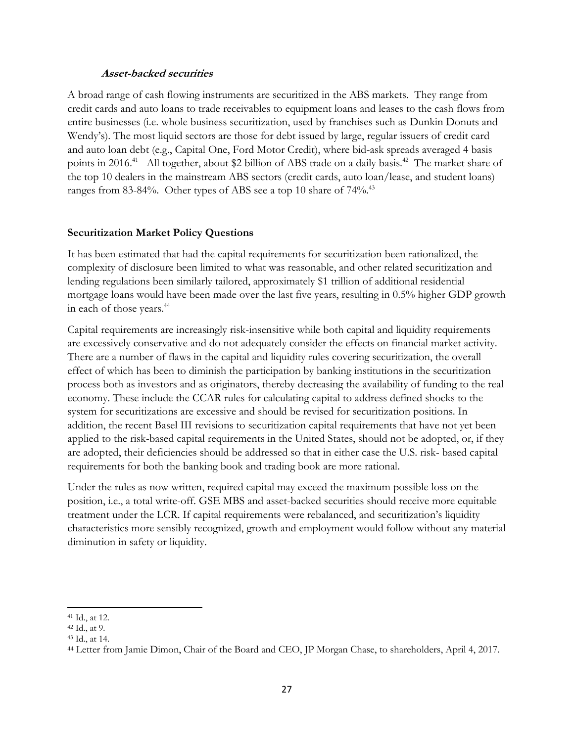#### ***Asset-backed securities***

A broad range of cash flowing instruments are securitized in the ABS markets. They range from credit cards and auto loans to trade receivables to equipment loans and leases to the cash flows from entire businesses (i.e. whole business securitization, used by franchises such as Dunkin Donuts and Wendy's). The most liquid sectors are those for debt issued by large, regular issuers of credit card and auto loan debt (e.g., Capital One, Ford Motor Credit), where bid-ask spreads averaged 4 basis points in 2016.[41] All together, about $2 billion of ABS trade on a daily basis.[42] The market share of the top 10 dealers in the mainstream ABS sectors (credit cards, auto loan/lease, and student loans) ranges from 83-84%. Other types of ABS see a top 10 share of 74%.[43]

### Securitization Market Policy Questions

It has been estimated that had the capital requirements for securitization been rationalized, the complexity of disclosure been limited to what was reasonable, and other related securitization and lending regulations been similarly tailored, approximately $1 trillion of additional residential mortgage loans would have been made over the last five years, resulting in 0.5% higher GDP growth in each of those years.[44]

Capital requirements are increasingly risk-insensitive while both capital and liquidity requirements are excessively conservative and do not adequately consider the effects on financial market activity. There are a number of flaws in the capital and liquidity rules covering securitization, the overall effect of which has been to diminish the participation by banking institutions in the securitization process both as investors and as originators, thereby decreasing the availability of funding to the real economy. These include the CCAR rules for calculating capital to address defined shocks to the system for securitizations are excessive and should be revised for securitization positions. In addition, the recent Basel III revisions to securitization capital requirements that have not yet been applied to the risk-based capital requirements in the United States, should not be adopted, or, if they are adopted, their deficiencies should be addressed so that in either case the U.S. risk- based capital requirements for both the banking book and trading book are more rational.

Under the rules as now written, required capital may exceed the maximum possible loss on the position, i.e., a total write-off. GSE MBS and asset-backed securities should receive more equitable treatment under the LCR. If capital requirements were rebalanced, and securitization's liquidity characteristics more sensibly recognized, growth and employment would follow without any material diminution in safety or liquidity.

---

[41] Id., at 12.

[42] Id., at 9.

[43] Id., at 14.

[44] Letter from Jamie Dimon, Chair of the Board and CEO, JP Morgan Chase, to shareholders, April 4, 2017.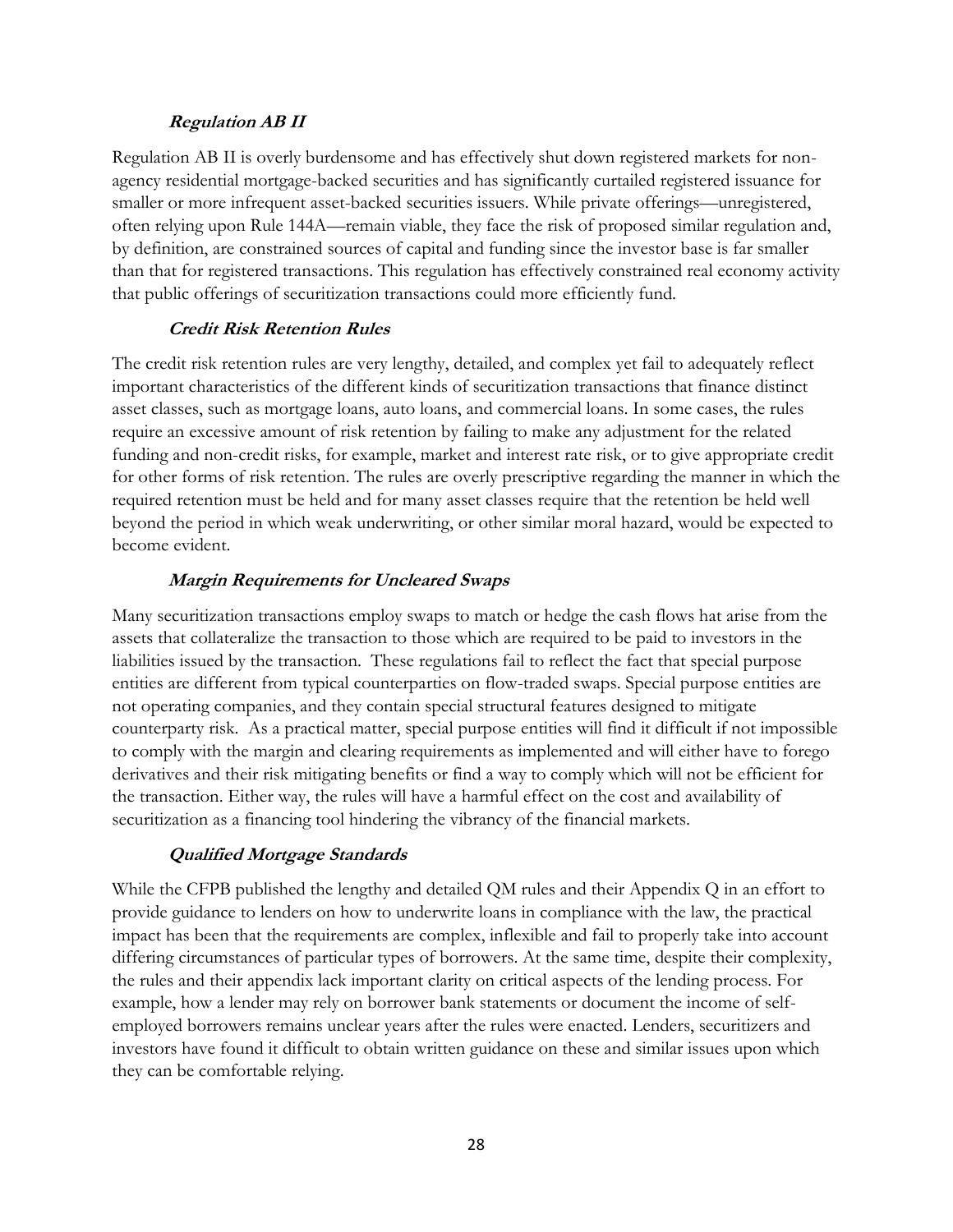### *Regulation AB II*

Regulation AB II is overly burdensome and has effectively shut down registered markets for non-agency residential mortgage-backed securities and has significantly curtailed registered issuance for smaller or more infrequent asset-backed securities issuers. While private offerings—unregistered, often relying upon Rule 144A—remain viable, they face the risk of proposed similar regulation and, by definition, are constrained sources of capital and funding since the investor base is far smaller than that for registered transactions. This regulation has effectively constrained real economy activity that public offerings of securitization transactions could more efficiently fund.

### *Credit Risk Retention Rules*

The credit risk retention rules are very lengthy, detailed, and complex yet fail to adequately reflect important characteristics of the different kinds of securitization transactions that finance distinct asset classes, such as mortgage loans, auto loans, and commercial loans. In some cases, the rules require an excessive amount of risk retention by failing to make any adjustment for the related funding and non-credit risks, for example, market and interest rate risk, or to give appropriate credit for other forms of risk retention. The rules are overly prescriptive regarding the manner in which the required retention must be held and for many asset classes require that the retention be held well beyond the period in which weak underwriting, or other similar moral hazard, would be expected to become evident.

### *Margin Requirements for Uncleared Swaps*

Many securitization transactions employ swaps to match or hedge the cash flows hat arise from the assets that collateralize the transaction to those which are required to be paid to investors in the liabilities issued by the transaction. These regulations fail to reflect the fact that special purpose entities are different from typical counterparties on flow-traded swaps. Special purpose entities are not operating companies, and they contain special structural features designed to mitigate counterparty risk. As a practical matter, special purpose entities will find it difficult if not impossible to comply with the margin and clearing requirements as implemented and will either have to forego derivatives and their risk mitigating benefits or find a way to comply which will not be efficient for the transaction. Either way, the rules will have a harmful effect on the cost and availability of securitization as a financing tool hindering the vibrancy of the financial markets.

### *Qualified Mortgage Standards*

While the CFPB published the lengthy and detailed QM rules and their Appendix Q in an effort to provide guidance to lenders on how to underwrite loans in compliance with the law, the practical impact has been that the requirements are complex, inflexible and fail to properly take into account differing circumstances of particular types of borrowers. At the same time, despite their complexity, the rules and their appendix lack important clarity on critical aspects of the lending process. For example, how a lender may rely on borrower bank statements or document the income of self-employed borrowers remains unclear years after the rules were enacted. Lenders, securitizers and investors have found it difficult to obtain written guidance on these and similar issues upon which they can be comfortable relying.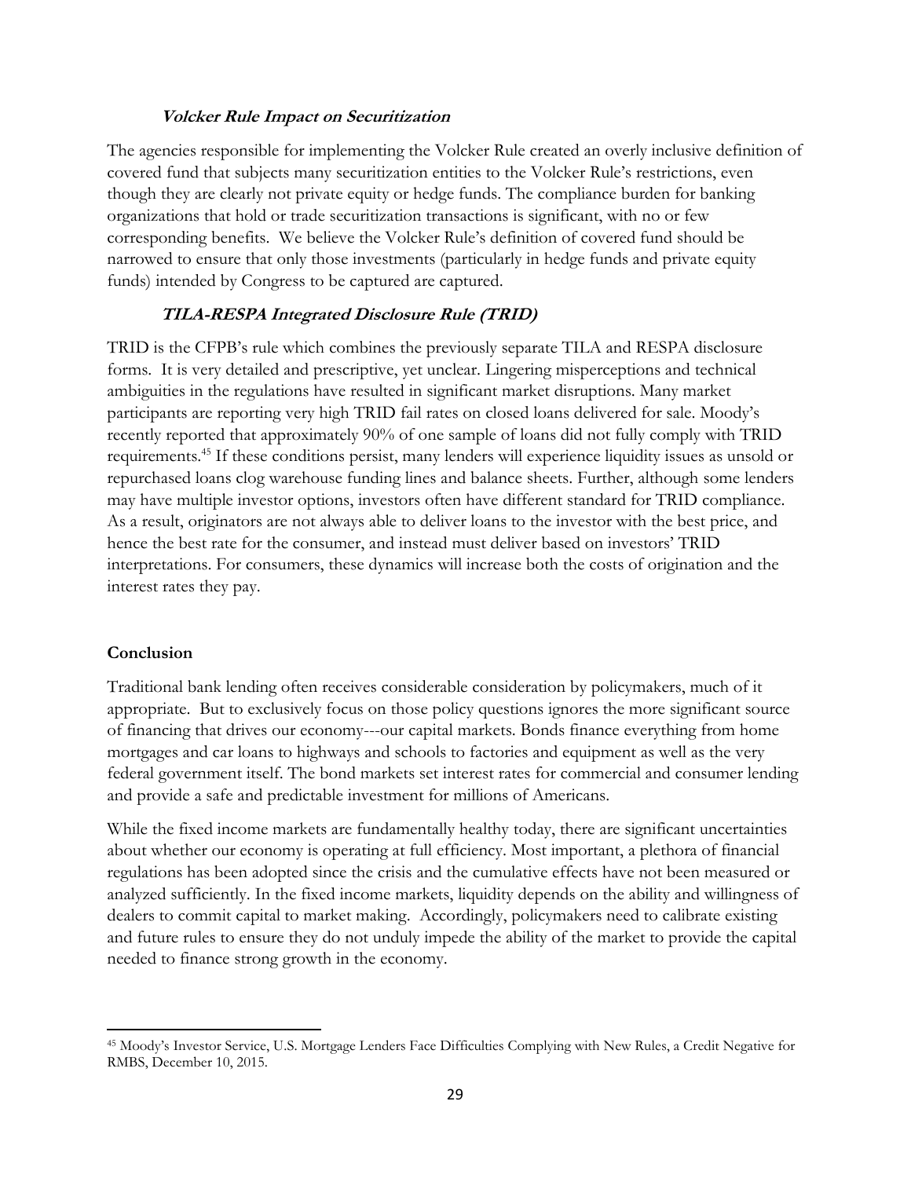### *Volcker Rule Impact on Securitization*

The agencies responsible for implementing the Volcker Rule created an overly inclusive definition of covered fund that subjects many securitization entities to the Volcker Rule's restrictions, even though they are clearly not private equity or hedge funds. The compliance burden for banking organizations that hold or trade securitization transactions is significant, with no or few corresponding benefits. We believe the Volcker Rule's definition of covered fund should be narrowed to ensure that only those investments (particularly in hedge funds and private equity funds) intended by Congress to be captured are captured.

### *TILA-RESPA Integrated Disclosure Rule (TRID)*

TRID is the CFPB's rule which combines the previously separate TILA and RESPA disclosure forms. It is very detailed and prescriptive, yet unclear. Lingering misperceptions and technical ambiguities in the regulations have resulted in significant market disruptions. Many market participants are reporting very high TRID fail rates on closed loans delivered for sale. Moody's recently reported that approximately 90% of one sample of loans did not fully comply with TRID requirements.[45] If these conditions persist, many lenders will experience liquidity issues as unsold or repurchased loans clog warehouse funding lines and balance sheets. Further, although some lenders may have multiple investor options, investors often have different standard for TRID compliance. As a result, originators are not always able to deliver loans to the investor with the best price, and hence the best rate for the consumer, and instead must deliver based on investors' TRID interpretations. For consumers, these dynamics will increase both the costs of origination and the interest rates they pay.

## **Conclusion**

Traditional bank lending often receives considerable consideration by policymakers, much of it appropriate. But to exclusively focus on those policy questions ignores the more significant source of financing that drives our economy---our capital markets. Bonds finance everything from home mortgages and car loans to highways and schools to factories and equipment as well as the very federal government itself. The bond markets set interest rates for commercial and consumer lending and provide a safe and predictable investment for millions of Americans.

While the fixed income markets are fundamentally healthy today, there are significant uncertainties about whether our economy is operating at full efficiency. Most important, a plethora of financial regulations has been adopted since the crisis and the cumulative effects have not been measured or analyzed sufficiently. In the fixed income markets, liquidity depends on the ability and willingness of dealers to commit capital to market making. Accordingly, policymakers need to calibrate existing and future rules to ensure they do not unduly impede the ability of the market to provide the capital needed to finance strong growth in the economy.

---

[45] Moody's Investor Service, U.S. Mortgage Lenders Face Difficulties Complying with New Rules, a Credit Negative for RMBS, December 10, 2015.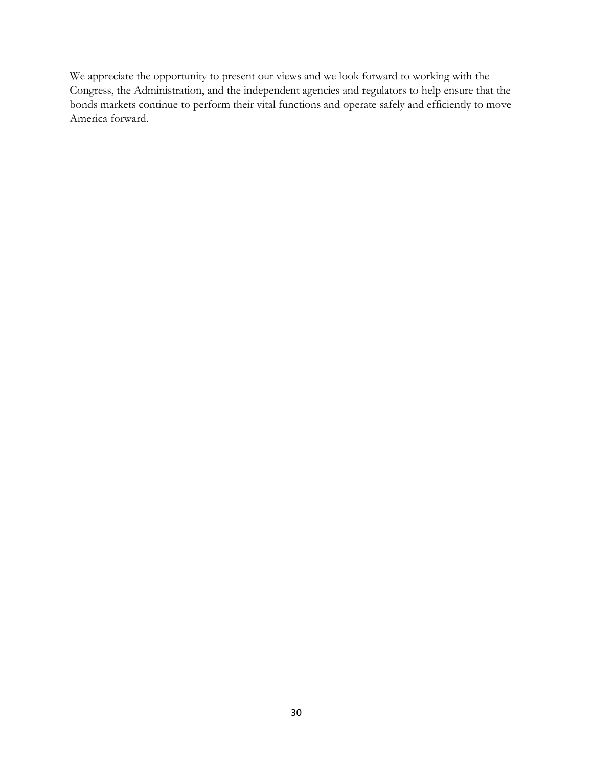We appreciate the opportunity to present our views and we look forward to working with the Congress, the Administration, and the independent agencies and regulators to help ensure that the bonds markets continue to perform their vital functions and operate safely and efficiently to move America forward.